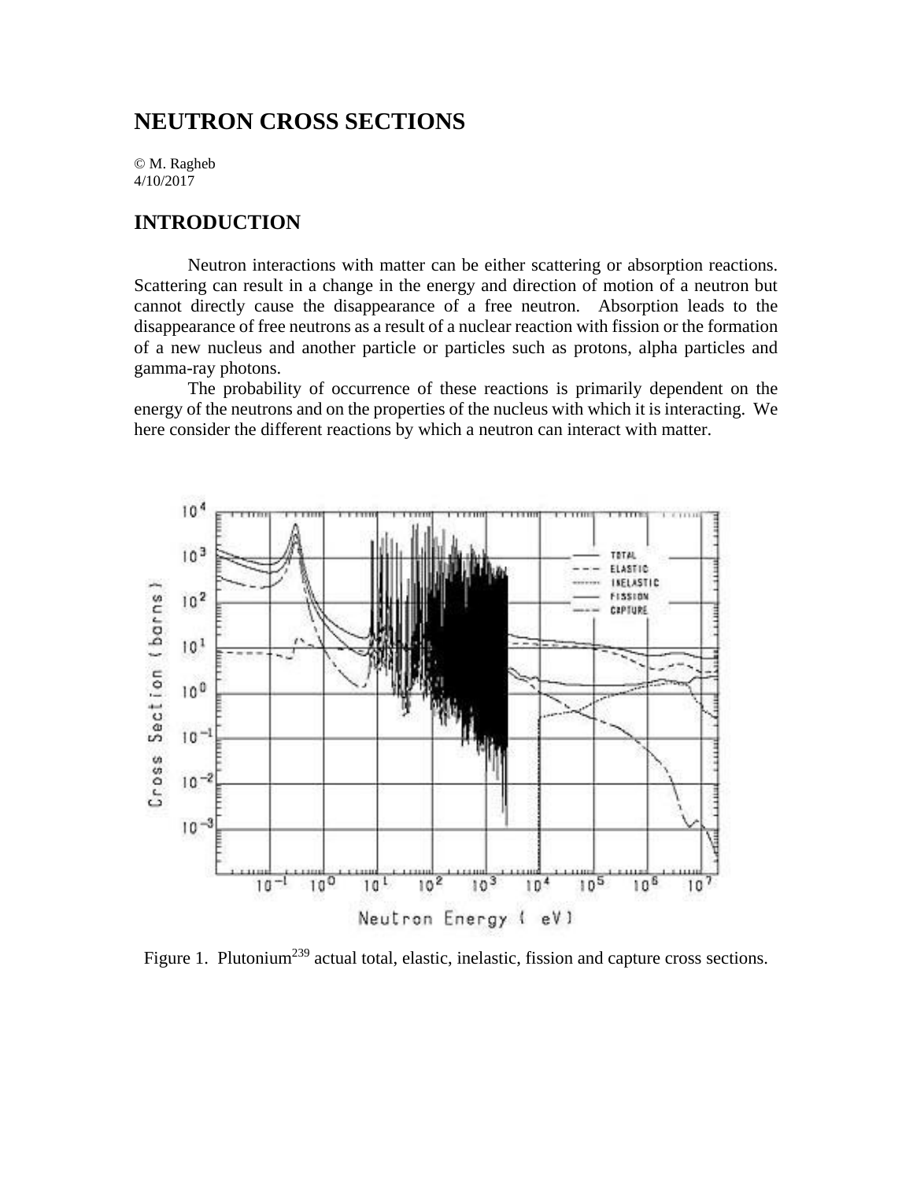# NEUTRON CROSS SECTIONS

© M. Ragheb
4/10/2017

## INTRODUCTION

Neutron interactions with matter can be either scattering or absorption reactions. Scattering can result in a change in the energy and direction of motion of a neutron but cannot directly cause the disappearance of a free neutron. Absorption leads to the disappearance of free neutrons as a result of a nuclear reaction with fission or the formation of a new nucleus and another particle or particles such as protons, alpha particles and gamma-ray photons.

The probability of occurrence of these reactions is primarily dependent on the energy of the neutrons and on the properties of the nucleus with which it is interacting. We here consider the different reactions by which a neutron can interact with matter.

Figure 1. Plutonium$^{239}$ actual total, elastic, inelastic, fission and capture cross sections.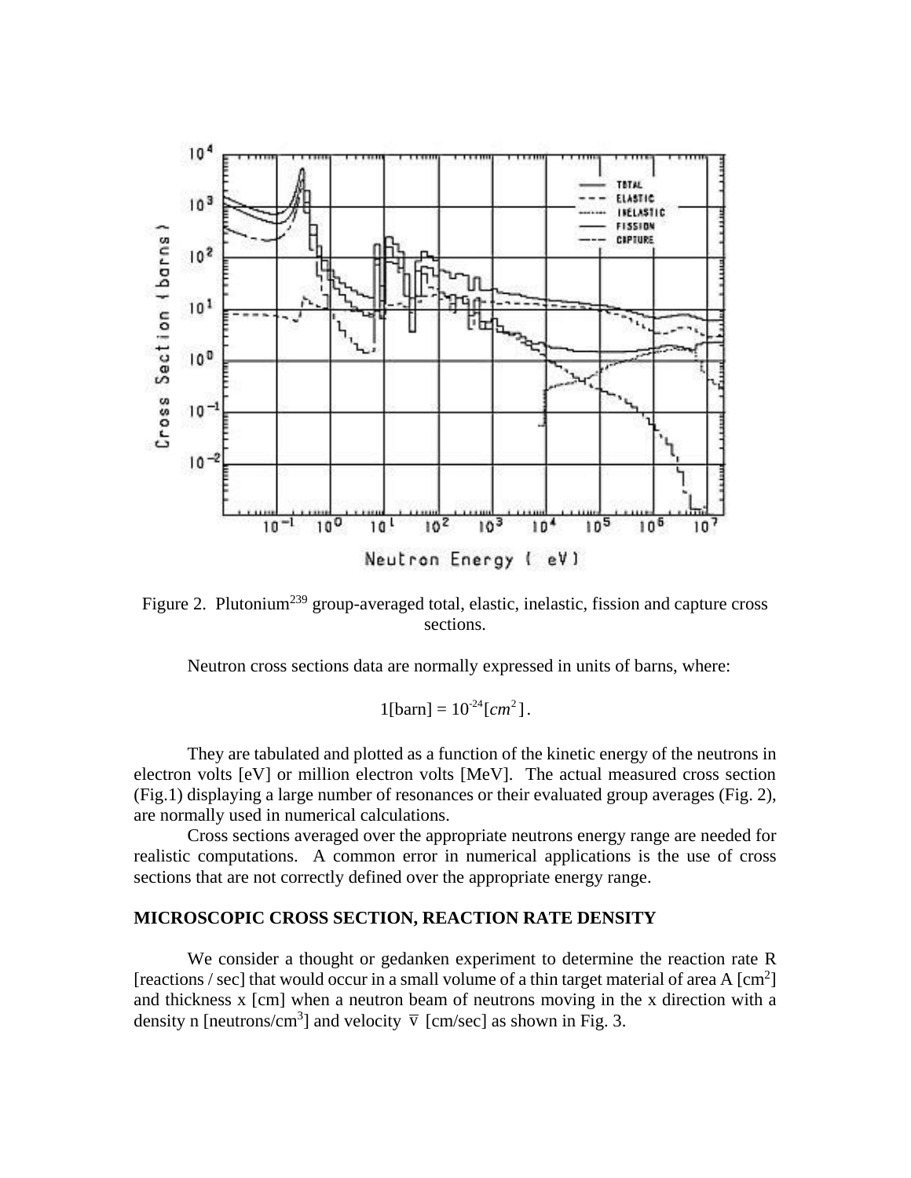Figure 2. Plutonium[239] group-averaged total, elastic, inelastic, fission and capture cross sections.

Neutron cross sections data are normally expressed in units of barns, where:

$$1[\text{barn}] = 10^{-24}[cm^2].$$

They are tabulated and plotted as a function of the kinetic energy of the neutrons in electron volts [eV] or million electron volts [MeV]. The actual measured cross section (Fig.1) displaying a large number of resonances or their evaluated group averages (Fig. 2), are normally used in numerical calculations.

Cross sections averaged over the appropriate neutrons energy range are needed for realistic computations. A common error in numerical applications is the use of cross sections that are not correctly defined over the appropriate energy range.

## MICROSCOPIC CROSS SECTION, REACTION RATE DENSITY

We consider a thought or gedanken experiment to determine the reaction rate R [reactions / sec] that would occur in a small volume of a thin target material of area A [$cm^2$] and thickness x [cm] when a neutron beam of neutrons moving in the x direction with a density n [neutrons/$cm^3$] and velocity $\overline{v}$ [cm/sec] as shown in Fig. 3.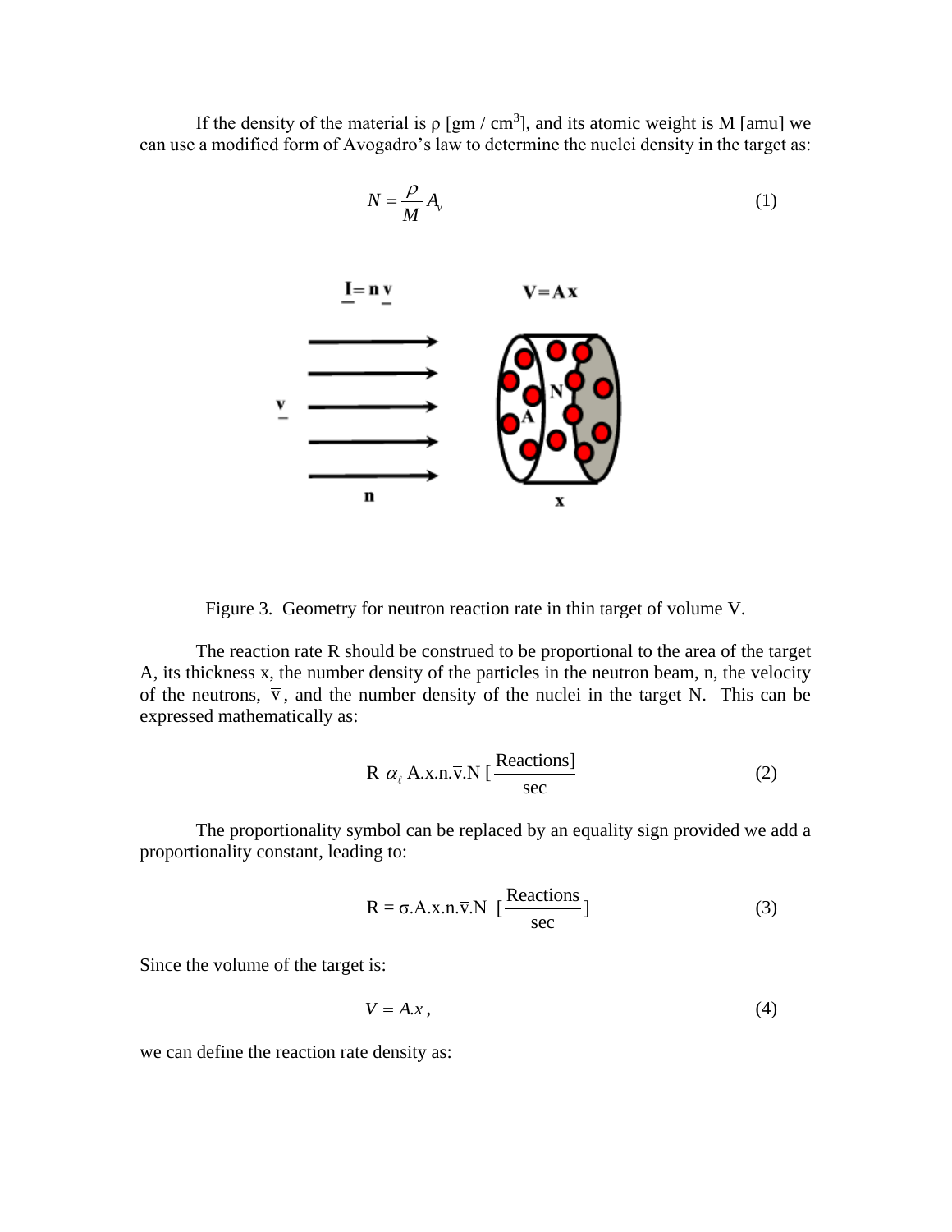If the density of the material is ρ [gm / cm$^3$], and its atomic weight is M [amu] we can use a modified form of Avogadro's law to determine the nuclei density in the target as:

$$N = \frac{\rho}{M} A_v \tag{1}$$

Figure 3. Geometry for neutron reaction rate in thin target of volume V.

The reaction rate R should be construed to be proportional to the area of the target A, its thickness x, the number density of the particles in the neutron beam, n, the velocity of the neutrons, $\overline{v}$, and the number density of the nuclei in the target N. This can be expressed mathematically as:

$$R \propto A.x.n.\overline{v}.N \left[\frac{\text{Reactions}}{\text{sec}}\right] \tag{2}$$

The proportionality symbol can be replaced by an equality sign provided we add a proportionality constant, leading to:

$$R = \sigma.A.x.n.\overline{v}.N \left[\frac{\text{Reactions}}{\text{sec}}\right] \tag{3}$$

Since the volume of the target is:

$$V = A.x, \tag{4}$$

we can define the reaction rate density as: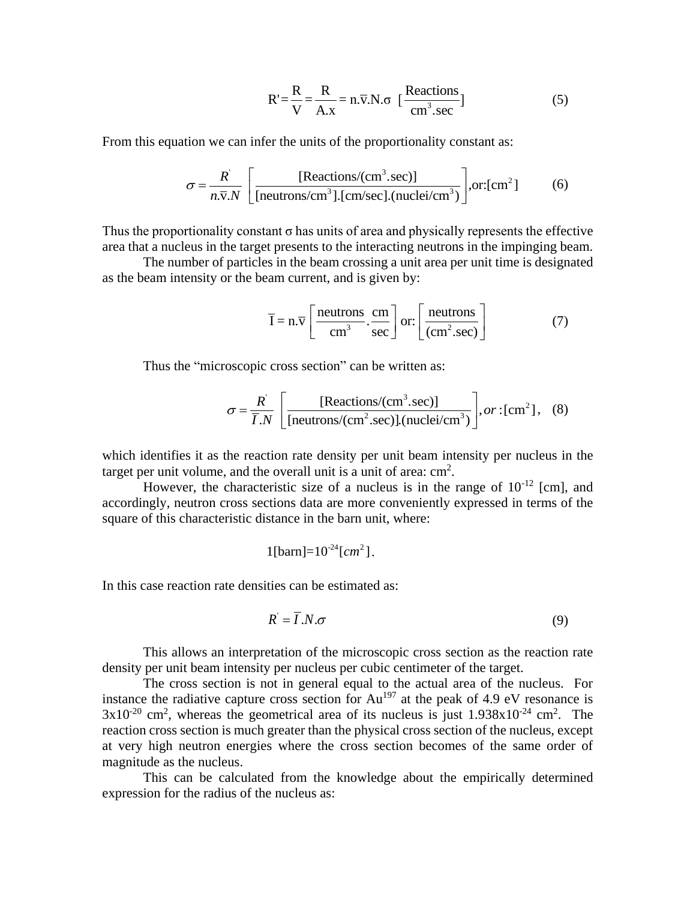$$R' = \frac{R}{V} = \frac{R}{A.x} = n.\overline{v}.N.\sigma \ \left[\frac{\text{Reactions}}{\text{cm}^3.\text{sec}}\right] \tag{5}$$

From this equation we can infer the units of the proportionality constant as:

$$\sigma = \frac{R'}{n.\overline{v}.N} \left[\frac{[\text{Reactions/(cm}^3.\text{sec)}]}{[\text{neutrons/cm}^3].[\text{cm/sec}].(\text{nuclei/cm}^3)}\right], \text{or:}[\text{cm}^2] \tag{6}$$

Thus the proportionality constant σ has units of area and physically represents the effective area that a nucleus in the target presents to the interacting neutrons in the impinging beam.

The number of particles in the beam crossing a unit area per unit time is designated as the beam intensity or the beam current, and is given by:

$$\overline{I} = n.\overline{v} \left[\frac{\text{neutrons}}{\text{cm}^3}.\frac{\text{cm}}{\text{sec}}\right] \text{or:} \left[\frac{\text{neutrons}}{(\text{cm}^2.\text{sec})}\right] \tag{7}$$

Thus the “microscopic cross section” can be written as:

$$\sigma = \frac{R'}{\overline{I}.N} \left[\frac{[\text{Reactions/(cm}^3.\text{sec)}]}{[\text{neutrons/(cm}^2.\text{sec)}].(\text{nuclei/cm}^3)}\right], or: [\text{cm}^2], \tag{8}$$

which identifies it as the reaction rate density per unit beam intensity per nucleus in the target per unit volume, and the overall unit is a unit of area: cm$^2$.

However, the characteristic size of a nucleus is in the range of $10^{-12}$ [cm], and accordingly, neutron cross sections data are more conveniently expressed in terms of the square of this characteristic distance in the barn unit, where:

$$1[\text{barn}] = 10^{-24}[cm^2].$$

In this case reaction rate densities can be estimated as:

$$R' = \overline{I}.N.\sigma \tag{9}$$

This allows an interpretation of the microscopic cross section as the reaction rate density per unit beam intensity per nucleus per cubic centimeter of the target.

The cross section is not in general equal to the actual area of the nucleus. For instance the radiative capture cross section for $Au^{197}$ at the peak of 4.9 eV resonance is $3\times10^{-20}$ cm$^2$, whereas the geometrical area of its nucleus is just $1.938\times10^{-24}$ cm$^2$. The reaction cross section is much greater than the physical cross section of the nucleus, except at very high neutron energies where the cross section becomes of the same order of magnitude as the nucleus.

This can be calculated from the knowledge about the empirically determined expression for the radius of the nucleus as: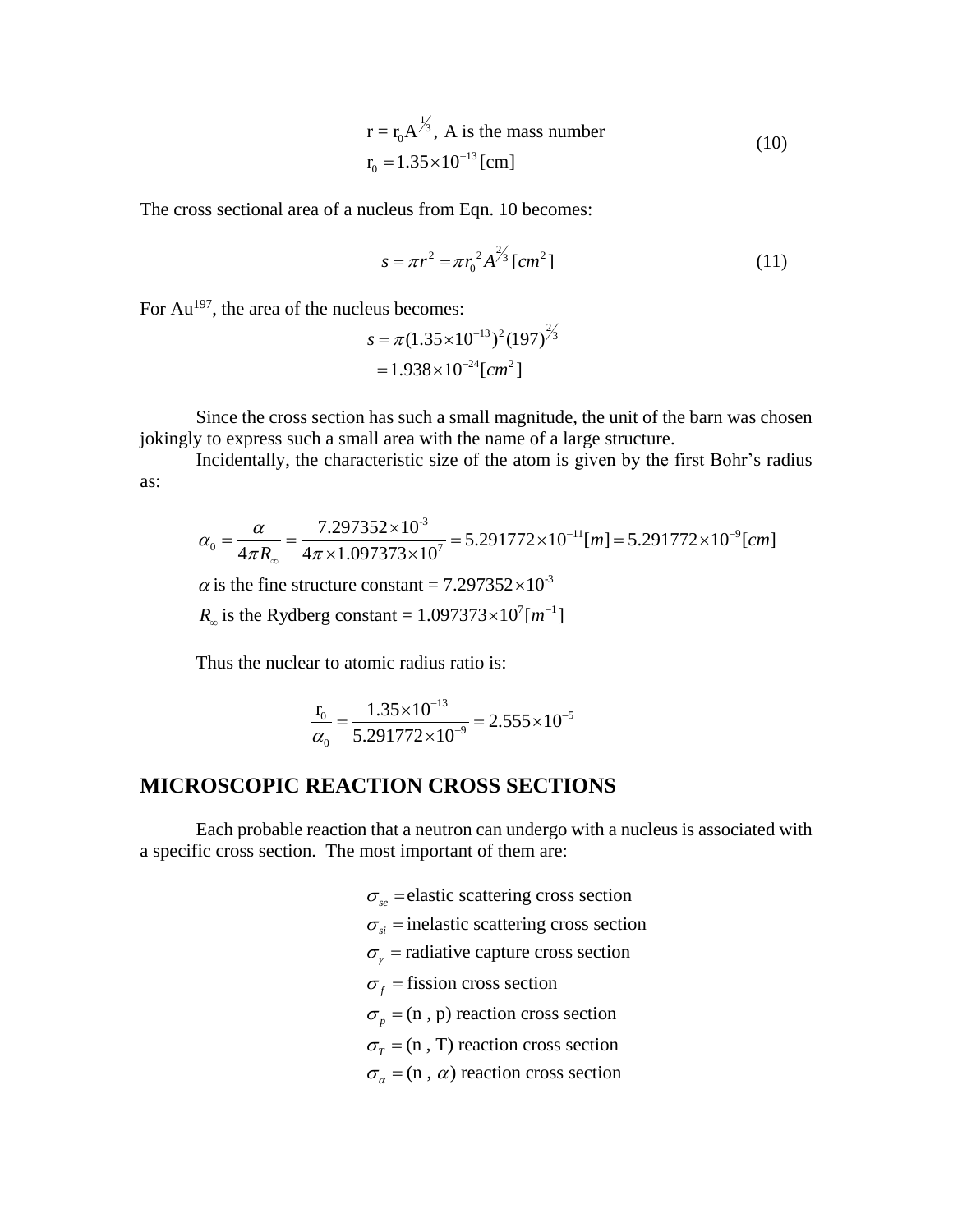$$\begin{aligned} &\text{r} = \text{r}_0\text{A}^{1/3}, \text{ A is the mass number} \\ &\text{r}_0 = 1.35\times10^{-13}\,[\text{cm}] \end{aligned} \tag{10}$$

The cross sectional area of a nucleus from Eqn. 10 becomes:

$$s = \pi r^2 = \pi r_0{}^2 A^{2/3}\,[cm^2] \tag{11}$$

For $Au^{197}$, the area of the nucleus becomes:

$$\begin{aligned} s &= \pi(1.35\times10^{-13})^2(197)^{2/3} \\ &= 1.938\times10^{-24}[cm^2] \end{aligned}$$

Since the cross section has such a small magnitude, the unit of the barn was chosen jokingly to express such a small area with the name of a large structure.

Incidentally, the characteristic size of the atom is given by the first Bohr's radius as:

$$\alpha_0 = \frac{\alpha}{4\pi R_\infty} = \frac{7.297352\times10^{-3}}{4\pi\times1.097373\times10^{7}} = 5.291772\times10^{-11}[m] = 5.291772\times10^{-9}[cm]$$

$\alpha$ is the fine structure constant = $7.297352\times10^{-3}$

$R_\infty$ is the Rydberg constant = $1.097373\times10^{7}[m^{-1}]$

Thus the nuclear to atomic radius ratio is:

$$\frac{\text{r}_0}{\alpha_0} = \frac{1.35\times10^{-13}}{5.291772\times10^{-9}} = 2.555\times10^{-5}$$

## MICROSCOPIC REACTION CROSS SECTIONS

Each probable reaction that a neutron can undergo with a nucleus is associated with a specific cross section. The most important of them are:

$\sigma_{se}$ = elastic scattering cross section

$\sigma_{si}$ = inelastic scattering cross section

$\sigma_{\gamma}$ = radiative capture cross section

$\sigma_{f}$ = fission cross section

$\sigma_{p}$ = (n , p) reaction cross section

$\sigma_{T}$ = (n , T) reaction cross section

$\sigma_{\alpha}$ = (n , $\alpha$) reaction cross section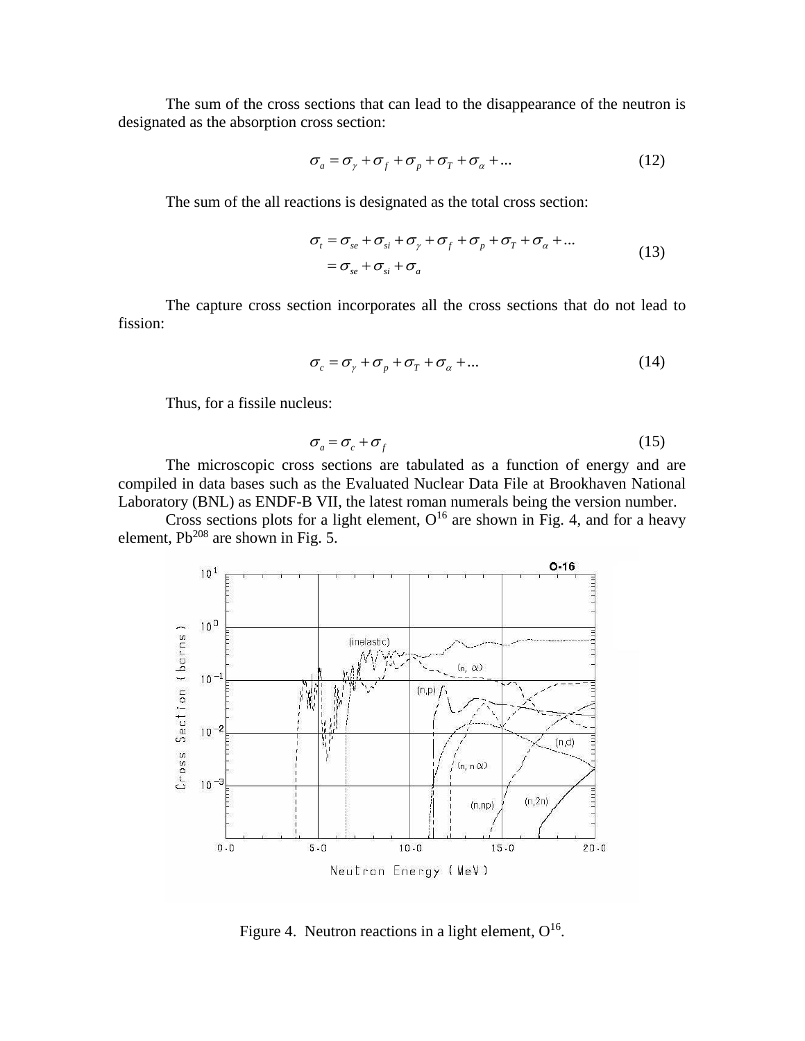The sum of the cross sections that can lead to the disappearance of the neutron is designated as the absorption cross section:

$$\sigma_a = \sigma_\gamma + \sigma_f + \sigma_p + \sigma_T + \sigma_\alpha + ... \tag{12}$$

The sum of the all reactions is designated as the total cross section:

$$\begin{aligned} \sigma_t &= \sigma_{se} + \sigma_{si} + \sigma_\gamma + \sigma_f + \sigma_p + \sigma_T + \sigma_\alpha + ... \\ &= \sigma_{se} + \sigma_{si} + \sigma_a \end{aligned} \tag{13}$$

The capture cross section incorporates all the cross sections that do not lead to fission:

$$\sigma_c = \sigma_\gamma + \sigma_p + \sigma_T + \sigma_\alpha + ... \tag{14}$$

Thus, for a fissile nucleus:

$$\sigma_a = \sigma_c + \sigma_f \tag{15}$$

The microscopic cross sections are tabulated as a function of energy and are compiled in data bases such as the Evaluated Nuclear Data File at Brookhaven National Laboratory (BNL) as ENDF-B VII, the latest roman numerals being the version number.

Cross sections plots for a light element, $O^{16}$ are shown in Fig. 4, and for a heavy element, $Pb^{208}$ are shown in Fig. 5.

Figure 4. Neutron reactions in a light element, $O^{16}$.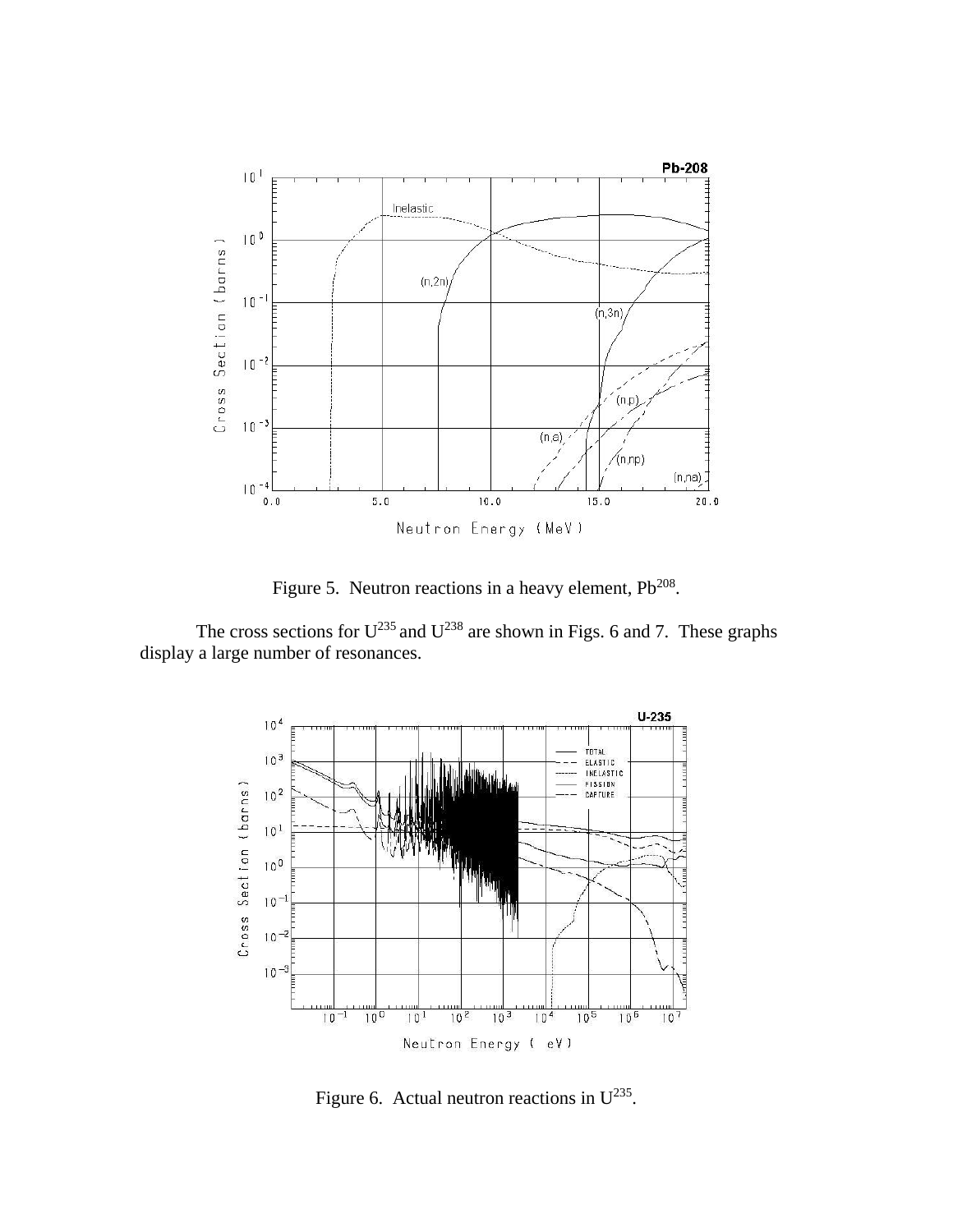Figure 5.  Neutron reactions in a heavy element, $Pb^{208}$.

The cross sections for $U^{235}$ and $U^{238}$ are shown in Figs. 6 and 7.  These graphs display a large number of resonances.

Figure 6.  Actual neutron reactions in $U^{235}$.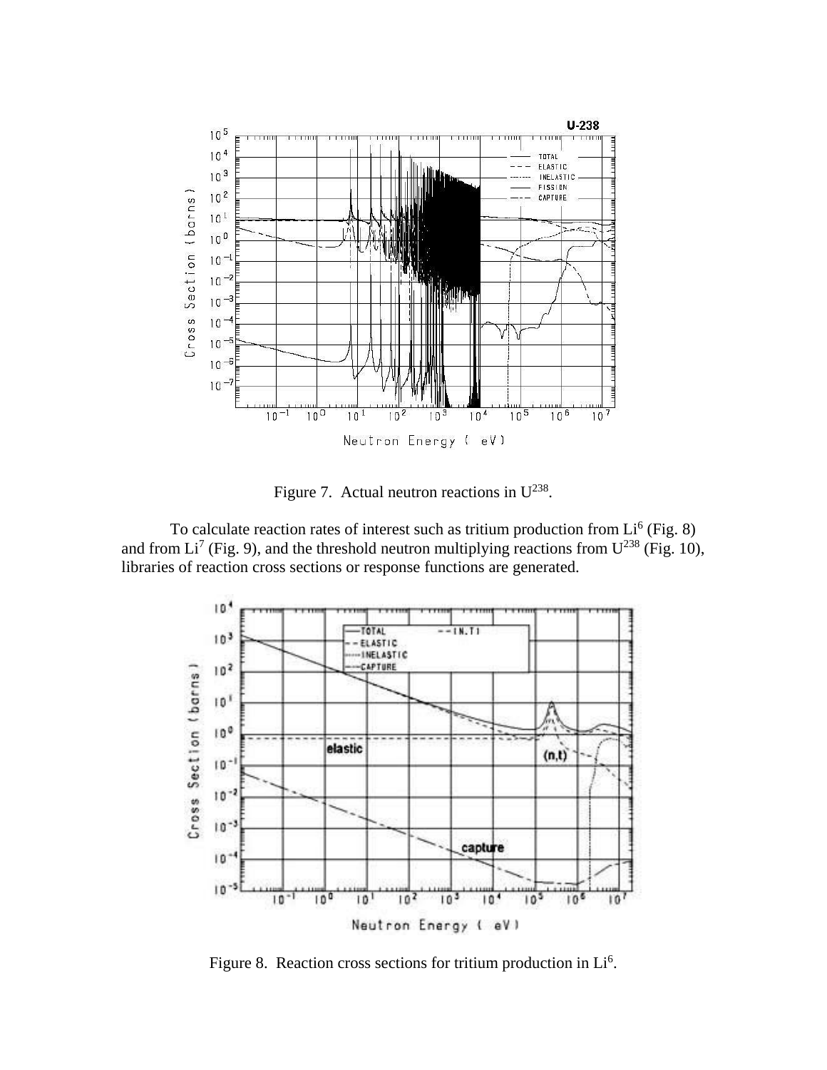Figure 7. Actual neutron reactions in $U^{238}$.

To calculate reaction rates of interest such as tritium production from $Li^6$ (Fig. 8) and from $Li^7$ (Fig. 9), and the threshold neutron multiplying reactions from $U^{238}$ (Fig. 10), libraries of reaction cross sections or response functions are generated.

Figure 8. Reaction cross sections for tritium production in $Li^6$.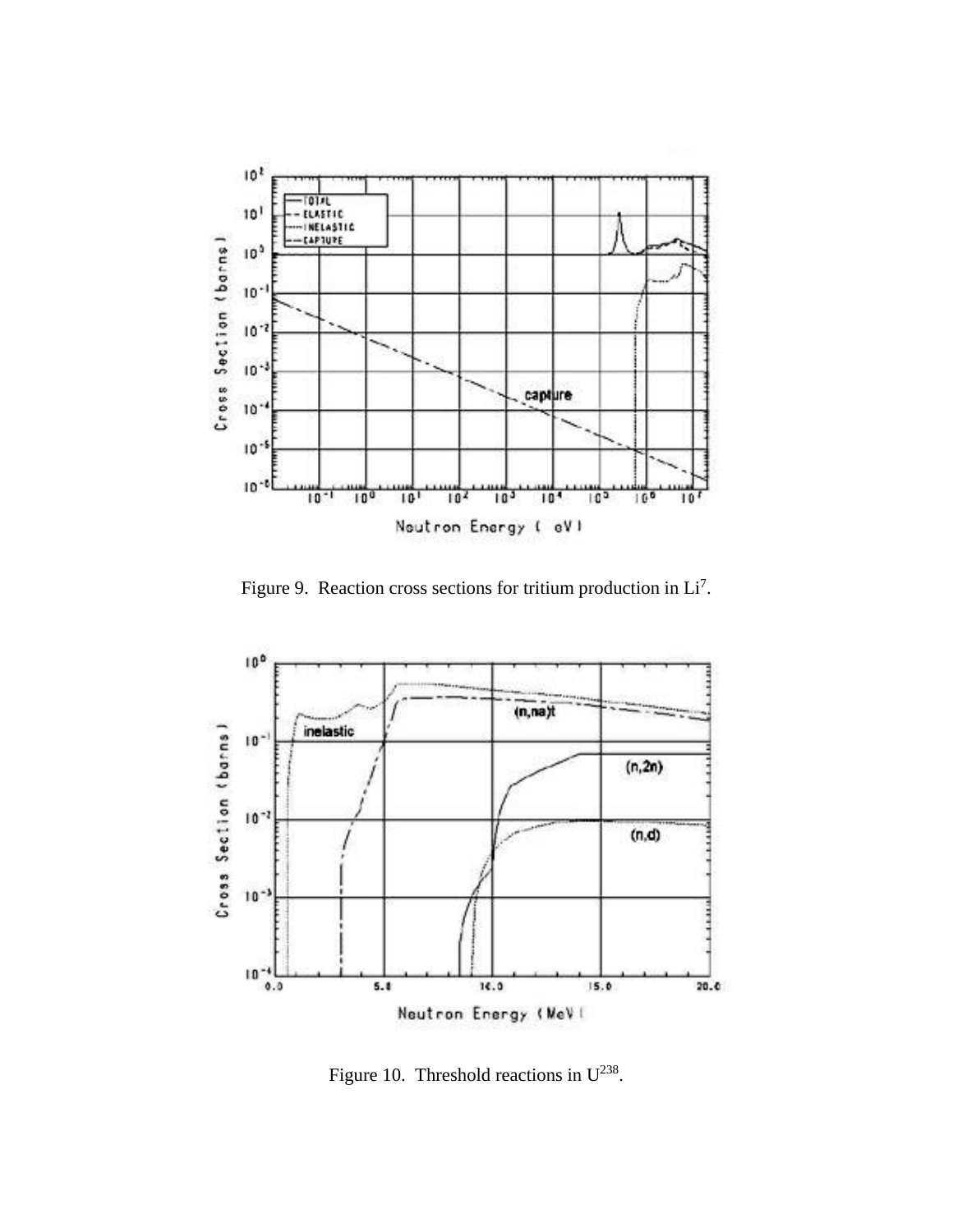Figure 9. Reaction cross sections for tritium production in $Li^7$.

Figure 10. Threshold reactions in $U^{238}$.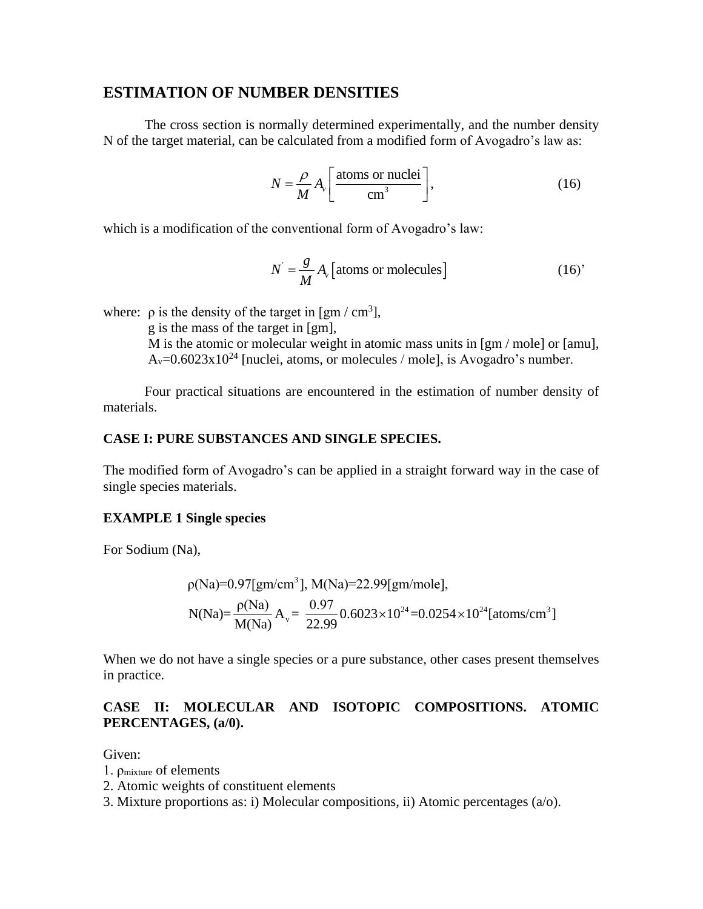## ESTIMATION OF NUMBER DENSITIES

The cross section is normally determined experimentally, and the number density N of the target material, can be calculated from a modified form of Avogadro's law as:

$$N = \frac{\rho}{M} A_v \left[ \frac{\text{atoms or nuclei}}{\text{cm}^3} \right], \tag{16}$$

which is a modification of the conventional form of Avogadro's law:

$$N' = \frac{g}{M} A_v \left[ \text{atoms or molecules} \right] \tag{16'}$$

where: $\rho$ is the density of the target in [gm / cm$^3$],
g is the mass of the target in [gm],
M is the atomic or molecular weight in atomic mass units in [gm / mole] or [amu],
$A_v = 0.6023 \times 10^{24}$ [nuclei, atoms, or molecules / mole], is Avogadro's number.

Four practical situations are encountered in the estimation of number density of materials.

### CASE I: PURE SUBSTANCES AND SINGLE SPECIES.

The modified form of Avogadro's can be applied in a straight forward way in the case of single species materials.

### EXAMPLE 1 Single species

For Sodium (Na),

$$\rho(\text{Na}) = 0.97[\text{gm/cm}^3],\ M(\text{Na}) = 22.99[\text{gm/mole}],$$

$$N(\text{Na}) = \frac{\rho(\text{Na})}{M(\text{Na})} A_v = \frac{0.97}{22.99} 0.6023 \times 10^{24} = 0.0254 \times 10^{24} [\text{atoms/cm}^3]$$

When we do not have a single species or a pure substance, other cases present themselves in practice.

### CASE II: MOLECULAR AND ISOTOPIC COMPOSITIONS. ATOMIC PERCENTAGES, (a/0).

Given:
1. $\rho_{mixture}$ of elements
2. Atomic weights of constituent elements
3. Mixture proportions as: i) Molecular compositions, ii) Atomic percentages (a/o).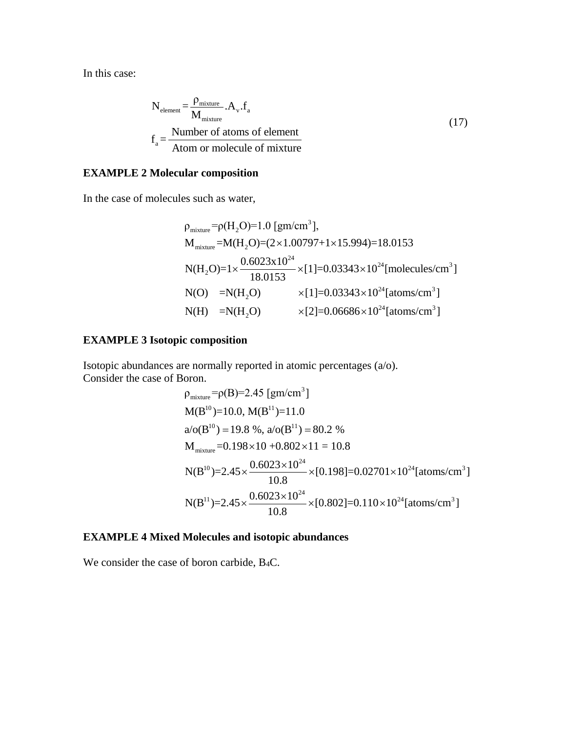In this case:

$$
\begin{aligned}
N_{element} &= \frac{\rho_{mixture}}{M_{mixture}}.A_v.f_a \\
f_a &= \frac{\text{Number of atoms of element}}{\text{Atom or molecule of mixture}}
\end{aligned}
\tag{17}
$$

**EXAMPLE 2 Molecular composition**

In the case of molecules such as water,

$$
\begin{aligned}
&\rho_{mixture} = \rho(H_2O) = 1.0 \text{ [gm/cm}^3\text{]}, \\
&M_{mixture} = M(H_2O) = (2\times1.00797 + 1\times15.994) = 18.0153 \\
&N(H_2O) = 1\times\frac{0.6023\text{x}10^{24}}{18.0153}\times[1] = 0.03343\times10^{24}\text{[molecules/cm}^3\text{]} \\
&N(O) \quad = N(H_2O) \qquad \times[1] = 0.03343\times10^{24}\text{[atoms/cm}^3\text{]} \\
&N(H) \quad = N(H_2O) \qquad \times[2] = 0.06686\times10^{24}\text{[atoms/cm}^3\text{]}
\end{aligned}
$$

**EXAMPLE 3 Isotopic composition**

Isotopic abundances are normally reported in atomic percentages (a/o).
Consider the case of Boron.

$$
\begin{aligned}
&\rho_{mixture} = \rho(B) = 2.45 \text{ [gm/cm}^3\text{]} \\
&M(B^{10}) = 10.0,\ M(B^{11}) = 11.0 \\
&a/o(B^{10}) = 19.8\ \%,\ a/o(B^{11}) = 80.2\ \% \\
&M_{mixture} = 0.198\times10 + 0.802\times11 = 10.8 \\
&N(B^{10}) = 2.45\times\frac{0.6023\times10^{24}}{10.8}\times[0.198] = 0.02701\times10^{24}\text{[atoms/cm}^3\text{]} \\
&N(B^{11}) = 2.45\times\frac{0.6023\times10^{24}}{10.8}\times[0.802] = 0.110\times10^{24}\text{[atoms/cm}^3\text{]}
\end{aligned}
$$

**EXAMPLE 4 Mixed Molecules and isotopic abundances**

We consider the case of boron carbide, $B_4C$.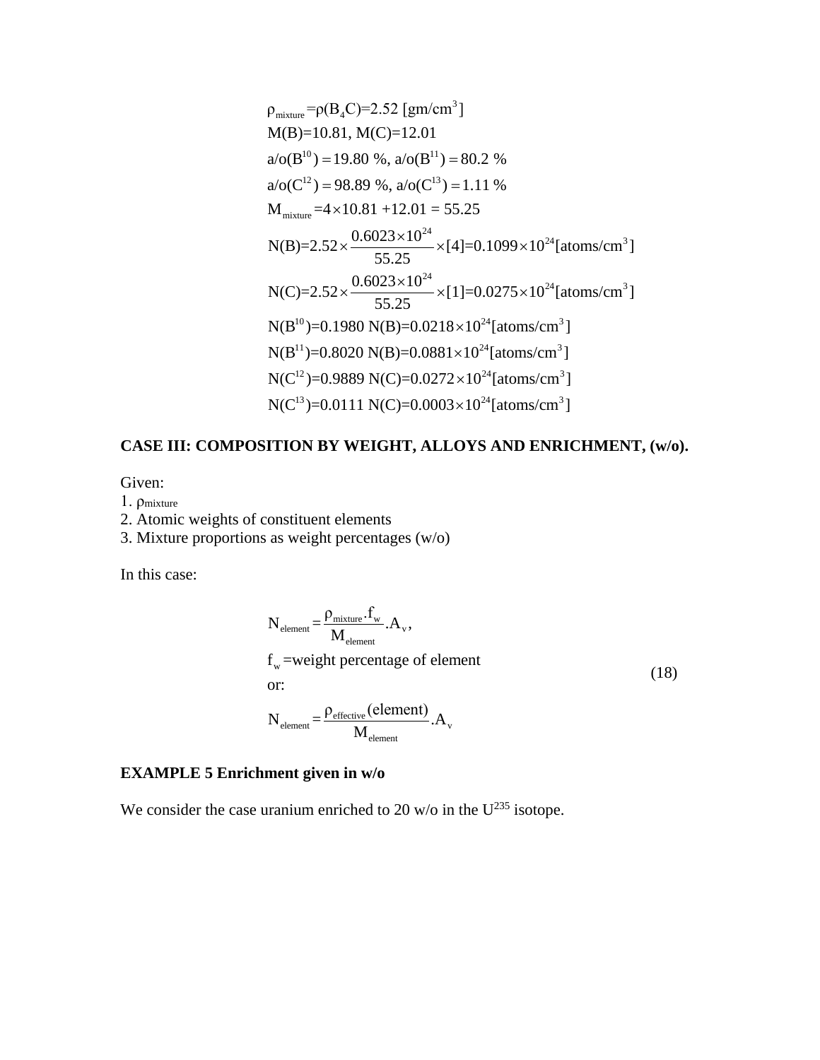$$
\begin{aligned}
&\rho_{mixture} = \rho(B_4C) = 2.52 \text{ [gm/cm}^3\text{]} \\
&M(B) = 10.81,\ M(C) = 12.01 \\
&a/o(B^{10}) = 19.80\ \%,\ a/o(B^{11}) = 80.2\ \% \\
&a/o(C^{12}) = 98.89\ \%,\ a/o(C^{13}) = 1.11\ \% \\
&M_{mixture} = 4 \times 10.81 + 12.01 = 55.25 \\
&N(B) = 2.52 \times \frac{0.6023 \times 10^{24}}{55.25} \times [4] = 0.1099 \times 10^{24} \text{[atoms/cm}^3\text{]} \\
&N(C) = 2.52 \times \frac{0.6023 \times 10^{24}}{55.25} \times [1] = 0.0275 \times 10^{24} \text{[atoms/cm}^3\text{]} \\
&N(B^{10}) = 0.1980\ N(B) = 0.0218 \times 10^{24} \text{[atoms/cm}^3\text{]} \\
&N(B^{11}) = 0.8020\ N(B) = 0.0881 \times 10^{24} \text{[atoms/cm}^3\text{]} \\
&N(C^{12}) = 0.9889\ N(C) = 0.0272 \times 10^{24} \text{[atoms/cm}^3\text{]} \\
&N(C^{13}) = 0.0111\ N(C) = 0.0003 \times 10^{24} \text{[atoms/cm}^3\text{]}
\end{aligned}
$$

**CASE III: COMPOSITION BY WEIGHT, ALLOYS AND ENRICHMENT, (w/o).**

Given:

1. $\rho_{mixture}$
2. Atomic weights of constituent elements
3. Mixture proportions as weight percentages (w/o)

In this case:

$$
\begin{aligned}
&N_{element} = \frac{\rho_{mixture} . f_w}{M_{element}} . A_v, \\
&f_w = \text{weight percentage of element} \\
&\text{or:} \\
&N_{element} = \frac{\rho_{effective}(\text{element})}{M_{element}} . A_v
\end{aligned}
\tag{18}
$$

**EXAMPLE 5 Enrichment given in w/o**

We consider the case uranium enriched to 20 w/o in the $U^{235}$ isotope.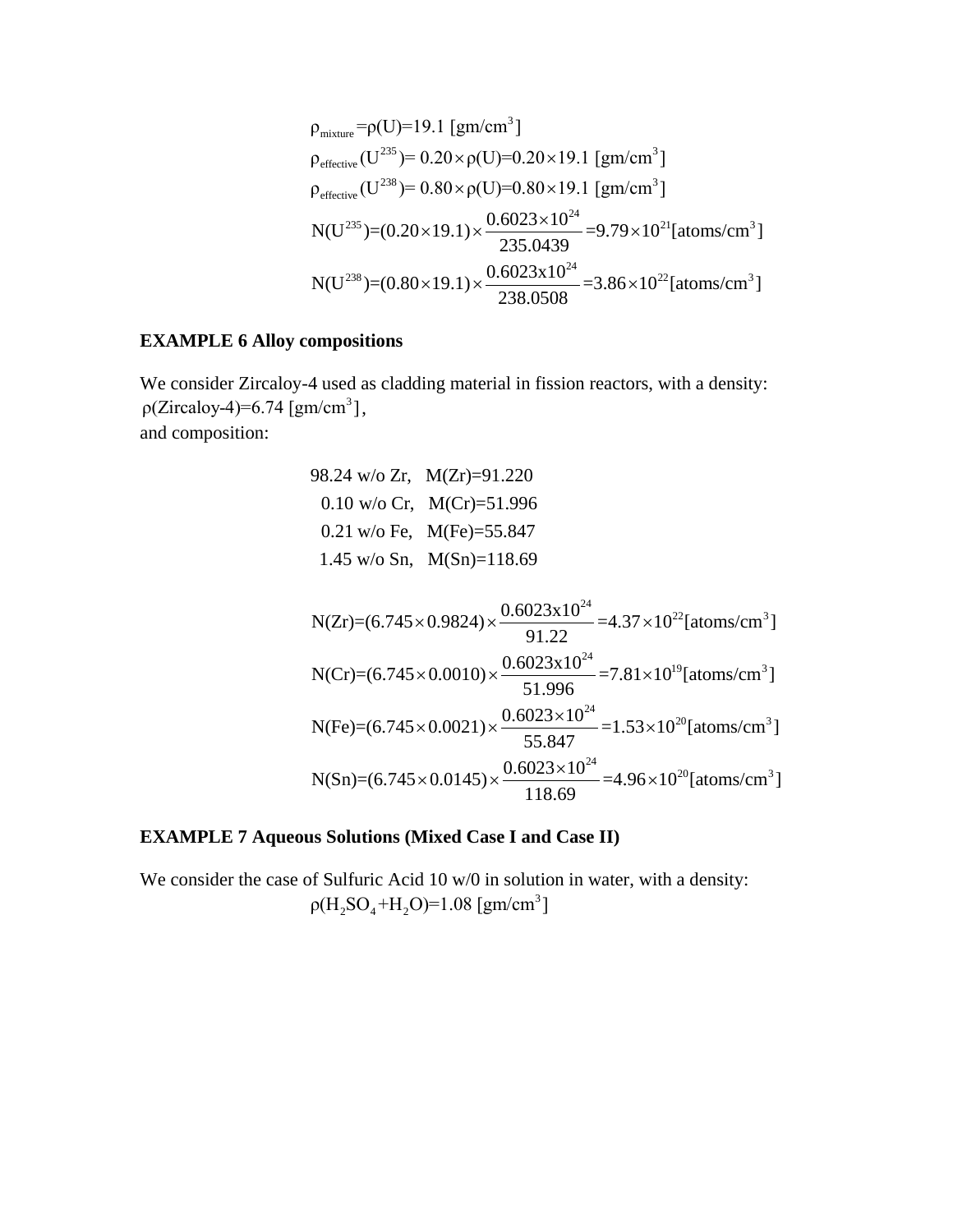$$\rho_{mixture} = \rho(U) = 19.1 \text{ [gm/cm}^3\text{]}$$

$$\rho_{effective}(U^{235}) = 0.20 \times \rho(U) = 0.20 \times 19.1 \text{ [gm/cm}^3\text{]}$$

$$\rho_{effective}(U^{238}) = 0.80 \times \rho(U) = 0.80 \times 19.1 \text{ [gm/cm}^3\text{]}$$

$$N(U^{235}) = (0.20 \times 19.1) \times \frac{0.6023 \times 10^{24}}{235.0439} = 9.79 \times 10^{21} \text{[atoms/cm}^3\text{]}$$

$$N(U^{238}) = (0.80 \times 19.1) \times \frac{0.6023 \text{x} 10^{24}}{238.0508} = 3.86 \times 10^{22} \text{[atoms/cm}^3\text{]}$$

**EXAMPLE 6 Alloy compositions**

We consider Zircaloy-4 used as cladding material in fission reactors, with a density:
$\rho(\text{Zircaloy-4}) = 6.74 \text{ [gm/cm}^3\text{]}$,
and composition:

98.24 w/o Zr, M(Zr)=91.220
0.10 w/o Cr, M(Cr)=51.996
0.21 w/o Fe, M(Fe)=55.847
1.45 w/o Sn, M(Sn)=118.69

$$N(Zr) = (6.745 \times 0.9824) \times \frac{0.6023 \text{x} 10^{24}}{91.22} = 4.37 \times 10^{22} \text{[atoms/cm}^3\text{]}$$

$$N(Cr) = (6.745 \times 0.0010) \times \frac{0.6023 \text{x} 10^{24}}{51.996} = 7.81 \times 10^{19} \text{[atoms/cm}^3\text{]}$$

$$N(Fe) = (6.745 \times 0.0021) \times \frac{0.6023 \times 10^{24}}{55.847} = 1.53 \times 10^{20} \text{[atoms/cm}^3\text{]}$$

$$N(Sn) = (6.745 \times 0.0145) \times \frac{0.6023 \times 10^{24}}{118.69} = 4.96 \times 10^{20} \text{[atoms/cm}^3\text{]}$$

**EXAMPLE 7 Aqueous Solutions (Mixed Case I and Case II)**

We consider the case of Sulfuric Acid 10 w/0 in solution in water, with a density:

$$\rho(H_2SO_4 + H_2O) = 1.08 \text{ [gm/cm}^3\text{]}$$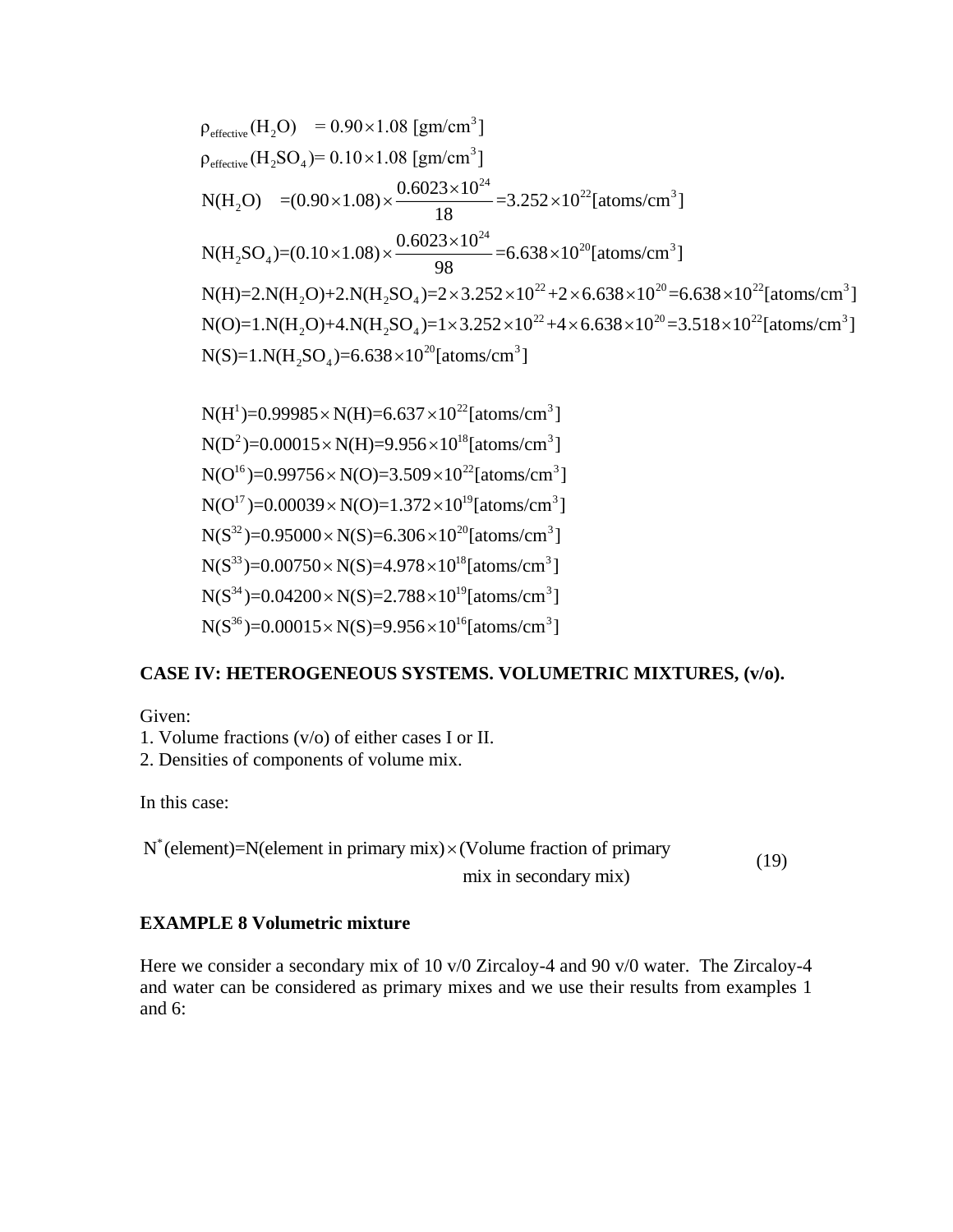$$\rho_{effective}(H_2O) \quad = 0.90 \times 1.08 \text{ [gm/cm}^3\text{]}$$

$$\rho_{effective}(H_2SO_4) = 0.10 \times 1.08 \text{ [gm/cm}^3\text{]}$$

$$N(H_2O) \quad = (0.90 \times 1.08) \times \frac{0.6023 \times 10^{24}}{18} = 3.252 \times 10^{22} \text{[atoms/cm}^3\text{]}$$

$$N(H_2SO_4) = (0.10 \times 1.08) \times \frac{0.6023 \times 10^{24}}{98} = 6.638 \times 10^{20} \text{[atoms/cm}^3\text{]}$$

$$N(H) = 2.N(H_2O) + 2.N(H_2SO_4) = 2 \times 3.252 \times 10^{22} + 2 \times 6.638 \times 10^{20} = 6.638 \times 10^{22} \text{[atoms/cm}^3\text{]}$$

$$N(O) = 1.N(H_2O) + 4.N(H_2SO_4) = 1 \times 3.252 \times 10^{22} + 4 \times 6.638 \times 10^{20} = 3.518 \times 10^{22} \text{[atoms/cm}^3\text{]}$$

$$N(S) = 1.N(H_2SO_4) = 6.638 \times 10^{20} \text{[atoms/cm}^3\text{]}$$

$$N(H^1) = 0.99985 \times N(H) = 6.637 \times 10^{22} \text{[atoms/cm}^3\text{]}$$

$$N(D^2) = 0.00015 \times N(H) = 9.956 \times 10^{18} \text{[atoms/cm}^3\text{]}$$

$$N(O^{16}) = 0.99756 \times N(O) = 3.509 \times 10^{22} \text{[atoms/cm}^3\text{]}$$

$$N(O^{17}) = 0.00039 \times N(O) = 1.372 \times 10^{19} \text{[atoms/cm}^3\text{]}$$

$$N(S^{32}) = 0.95000 \times N(S) = 6.306 \times 10^{20} \text{[atoms/cm}^3\text{]}$$

$$N(S^{33}) = 0.00750 \times N(S) = 4.978 \times 10^{18} \text{[atoms/cm}^3\text{]}$$

$$N(S^{34}) = 0.04200 \times N(S) = 2.788 \times 10^{19} \text{[atoms/cm}^3\text{]}$$

$$N(S^{36}) = 0.00015 \times N(S) = 9.956 \times 10^{16} \text{[atoms/cm}^3\text{]}$$

### CASE IV: HETEROGENEOUS SYSTEMS. VOLUMETRIC MIXTURES, (v/o).

Given:
1. Volume fractions (v/o) of either cases I or II.
2. Densities of components of volume mix.

In this case:

$$N^*(\text{element}) = N(\text{element in primary mix}) \times (\text{Volume fraction of primary mix in secondary mix}) \tag{19}$$

### EXAMPLE 8 Volumetric mixture

Here we consider a secondary mix of 10 v/0 Zircaloy-4 and 90 v/0 water. The Zircaloy-4 and water can be considered as primary mixes and we use their results from examples 1 and 6: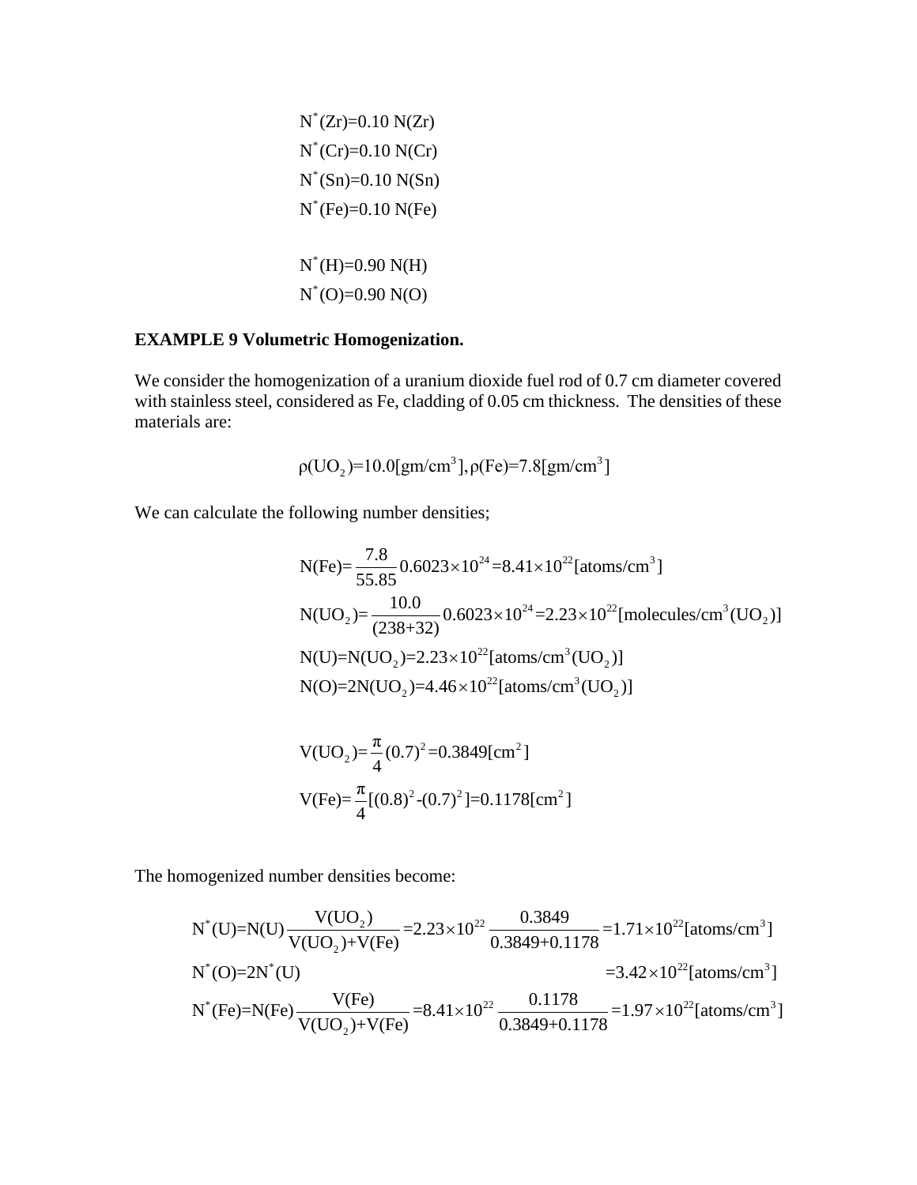$$N^*(Zr)=0.10\ N(Zr)$$
$$N^*(Cr)=0.10\ N(Cr)$$
$$N^*(Sn)=0.10\ N(Sn)$$
$$N^*(Fe)=0.10\ N(Fe)$$

$$N^*(H)=0.90\ N(H)$$
$$N^*(O)=0.90\ N(O)$$

**EXAMPLE 9 Volumetric Homogenization.**

We consider the homogenization of a uranium dioxide fuel rod of 0.7 cm diameter covered with stainless steel, considered as Fe, cladding of 0.05 cm thickness. The densities of these materials are:

$$\rho(UO_2)=10.0[gm/cm^3], \rho(Fe)=7.8[gm/cm^3]$$

We can calculate the following number densities;

$$N(Fe)=\frac{7.8}{55.85}0.6023\times10^{24}=8.41\times10^{22}[atoms/cm^3]$$
$$N(UO_2)=\frac{10.0}{(238+32)}0.6023\times10^{24}=2.23\times10^{22}[molecules/cm^3(UO_2)]$$
$$N(U)=N(UO_2)=2.23\times10^{22}[atoms/cm^3(UO_2)]$$
$$N(O)=2N(UO_2)=4.46\times10^{22}[atoms/cm^3(UO_2)]$$

$$V(UO_2)=\frac{\pi}{4}(0.7)^2=0.3849[cm^2]$$
$$V(Fe)=\frac{\pi}{4}[(0.8)^2-(0.7)^2]=0.1178[cm^2]$$

The homogenized number densities become:

$$N^*(U)=N(U)\frac{V(UO_2)}{V(UO_2)+V(Fe)}=2.23\times10^{22}\frac{0.3849}{0.3849+0.1178}=1.71\times10^{22}[atoms/cm^3]$$
$$N^*(O)=2N^*(U) \qquad =3.42\times10^{22}[atoms/cm^3]$$
$$N^*(Fe)=N(Fe)\frac{V(Fe)}{V(UO_2)+V(Fe)}=8.41\times10^{22}\frac{0.1178}{0.3849+0.1178}=1.97\times10^{22}[atoms/cm^3]$$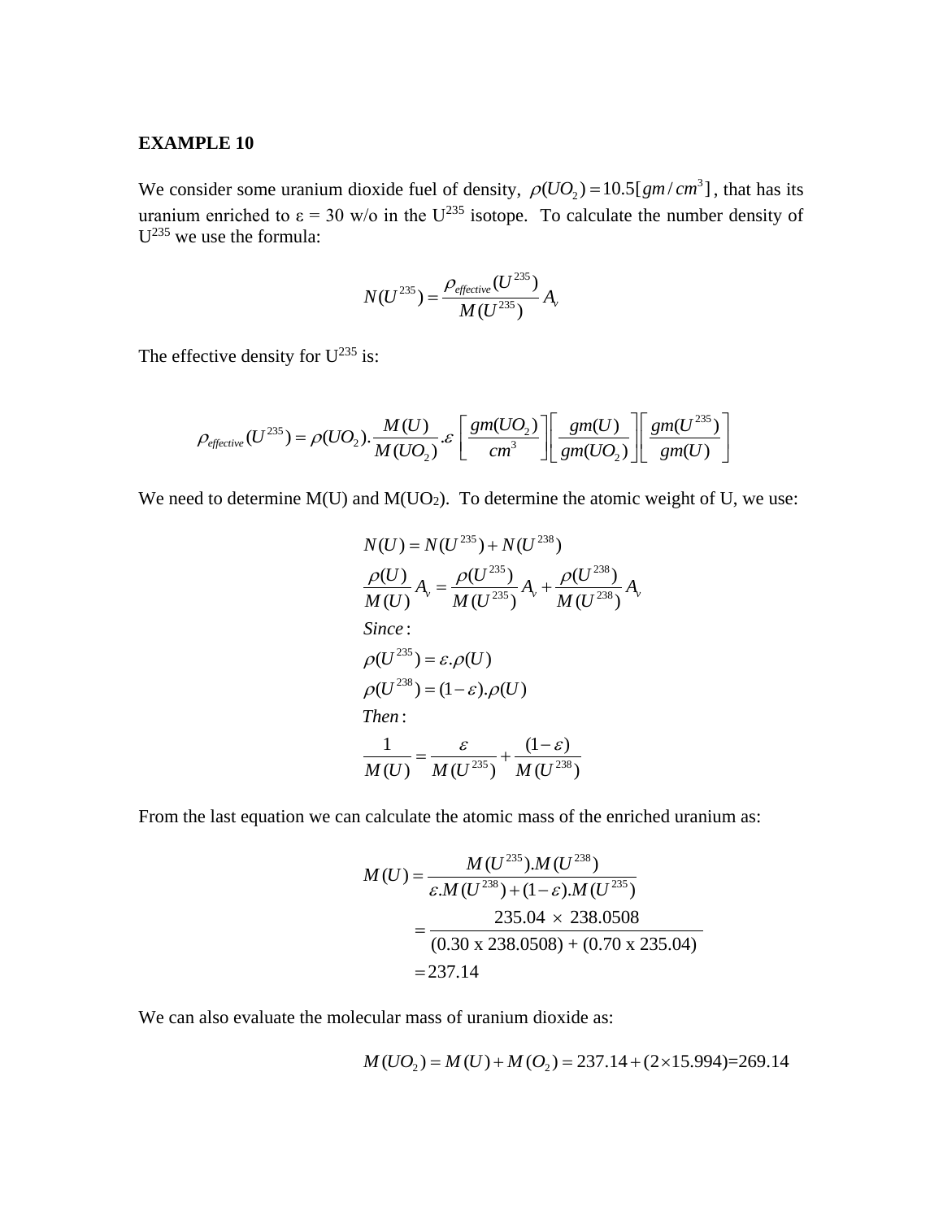**EXAMPLE 10**

We consider some uranium dioxide fuel of density, $\rho(UO_2) = 10.5[gm/cm^3]$, that has its uranium enriched to ε = 30 w/o in the $U^{235}$ isotope. To calculate the number density of $U^{235}$ we use the formula:

$$N(U^{235}) = \frac{\rho_{effective}(U^{235})}{M(U^{235})} A_v$$

The effective density for $U^{235}$ is:

$$\rho_{effective}(U^{235}) = \rho(UO_2).\frac{M(U)}{M(UO_2)}.\varepsilon \left[\frac{gm(UO_2)}{cm^3}\right]\left[\frac{gm(U)}{gm(UO_2)}\right]\left[\frac{gm(U^{235})}{gm(U)}\right]$$

We need to determine M(U) and $M(UO_2)$. To determine the atomic weight of U, we use:

$$N(U) = N(U^{235}) + N(U^{238})$$

$$\frac{\rho(U)}{M(U)} A_v = \frac{\rho(U^{235})}{M(U^{235})} A_v + \frac{\rho(U^{238})}{M(U^{238})} A_v$$

$$Since:$$

$$\rho(U^{235}) = \varepsilon.\rho(U)$$

$$\rho(U^{238}) = (1-\varepsilon).\rho(U)$$

$$Then:$$

$$\frac{1}{M(U)} = \frac{\varepsilon}{M(U^{235})} + \frac{(1-\varepsilon)}{M(U^{238})}$$

From the last equation we can calculate the atomic mass of the enriched uranium as:

$$\begin{aligned} M(U) &= \frac{M(U^{235}).M(U^{238})}{\varepsilon.M(U^{238}) + (1-\varepsilon).M(U^{235})} \\ &= \frac{235.04 \times 238.0508}{(0.30 \text{ x } 238.0508) + (0.70 \text{ x } 235.04)} \\ &= 237.14 \end{aligned}$$

We can also evaluate the molecular mass of uranium dioxide as:

$$M(UO_2) = M(U) + M(O_2) = 237.14 + (2 \times 15.994) = 269.14$$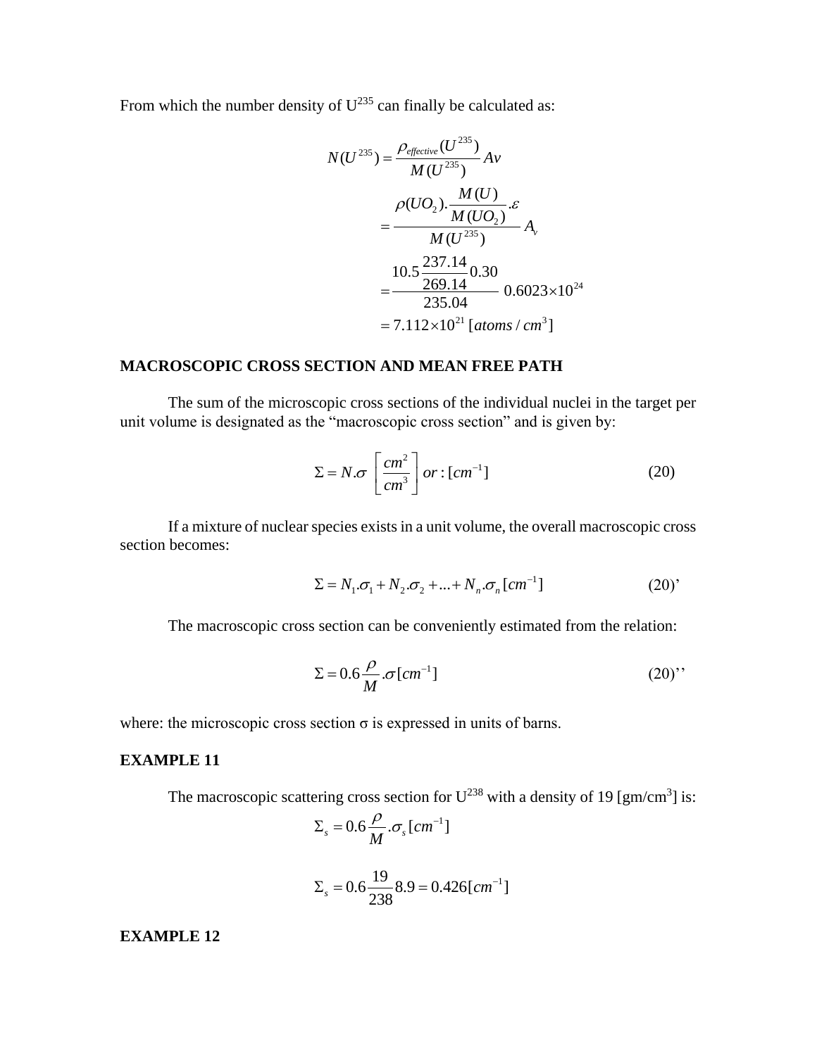From which the number density of $U^{235}$ can finally be calculated as:

$$
\begin{aligned}
N(U^{235}) &= \frac{\rho_{effective}(U^{235})}{M(U^{235})} Av \\
&= \frac{\rho(UO_2).\dfrac{M(U)}{M(UO_2)}.\varepsilon}{M(U^{235})} A_v \\
&= \frac{10.5\,\dfrac{237.14}{269.14}\,0.30}{235.04}\ 0.6023 \times 10^{24} \\
&= 7.112 \times 10^{21}\ [atoms / cm^3]
\end{aligned}
$$

**MACROSCOPIC CROSS SECTION AND MEAN FREE PATH**

The sum of the microscopic cross sections of the individual nuclei in the target per unit volume is designated as the "macroscopic cross section" and is given by:

$$
\Sigma = N.\sigma \ \left[ \frac{cm^2}{cm^3} \right] or : [cm^{-1}] \tag{20}
$$

If a mixture of nuclear species exists in a unit volume, the overall macroscopic cross section becomes:

$$
\Sigma = N_1.\sigma_1 + N_2.\sigma_2 + ... + N_n.\sigma_n \, [cm^{-1}] \tag{20'}
$$

The macroscopic cross section can be conveniently estimated from the relation:

$$
\Sigma = 0.6 \frac{\rho}{M}.\sigma \, [cm^{-1}] \tag{20''}
$$

where: the microscopic cross section σ is expressed in units of barns.

**EXAMPLE 11**

The macroscopic scattering cross section for $U^{238}$ with a density of 19 [gm/cm$^3$] is:

$$
\Sigma_s = 0.6 \frac{\rho}{M}.\sigma_s \, [cm^{-1}]
$$

$$
\Sigma_s = 0.6 \frac{19}{238} 8.9 = 0.426 [cm^{-1}]
$$

**EXAMPLE 12**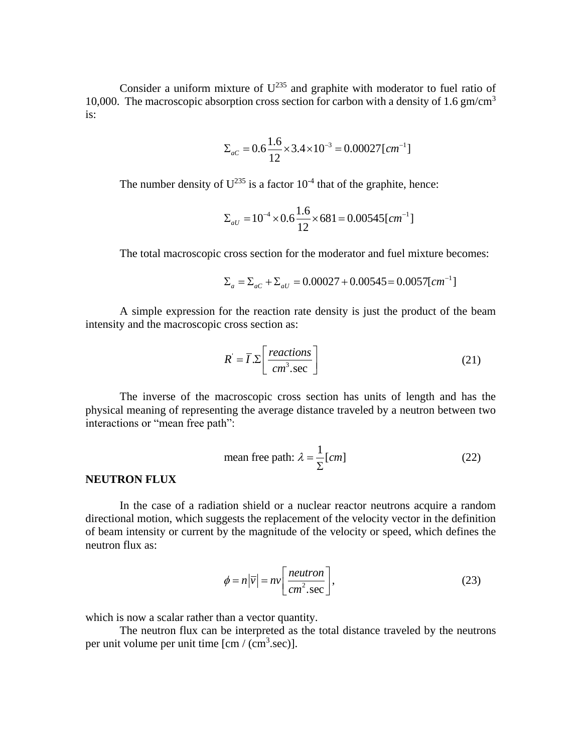Consider a uniform mixture of $U^{235}$ and graphite with moderator to fuel ratio of 10,000. The macroscopic absorption cross section for carbon with a density of 1.6 gm/cm$^3$ is:

$$\Sigma_{aC} = 0.6\frac{1.6}{12}\times 3.4\times 10^{-3} = 0.00027[cm^{-1}]$$

The number density of $U^{235}$ is a factor $10^{-4}$ that of the graphite, hence:

$$\Sigma_{aU} = 10^{-4}\times 0.6\frac{1.6}{12}\times 681 = 0.00545[cm^{-1}]$$

The total macroscopic cross section for the moderator and fuel mixture becomes:

$$\Sigma_a = \Sigma_{aC} + \Sigma_{aU} = 0.00027 + 0.00545 = 0.0057[cm^{-1}]$$

A simple expression for the reaction rate density is just the product of the beam intensity and the macroscopic cross section as:

$$R' = \bar{I}.\Sigma\left[\frac{reactions}{cm^3.\sec}\right] \tag{21}$$

The inverse of the macroscopic cross section has units of length and has the physical meaning of representing the average distance traveled by a neutron between two interactions or "mean free path":

$$\text{mean free path: } \lambda = \frac{1}{\Sigma}[cm] \tag{22}$$

**NEUTRON FLUX**

In the case of a radiation shield or a nuclear reactor neutrons acquire a random directional motion, which suggests the replacement of the velocity vector in the definition of beam intensity or current by the magnitude of the velocity or speed, which defines the neutron flux as:

$$\phi = n\left|\bar{v}\right| = nv\left[\frac{neutron}{cm^2.\sec}\right], \tag{23}$$

which is now a scalar rather than a vector quantity.

The neutron flux can be interpreted as the total distance traveled by the neutrons per unit volume per unit time [cm / (cm$^3$.sec)].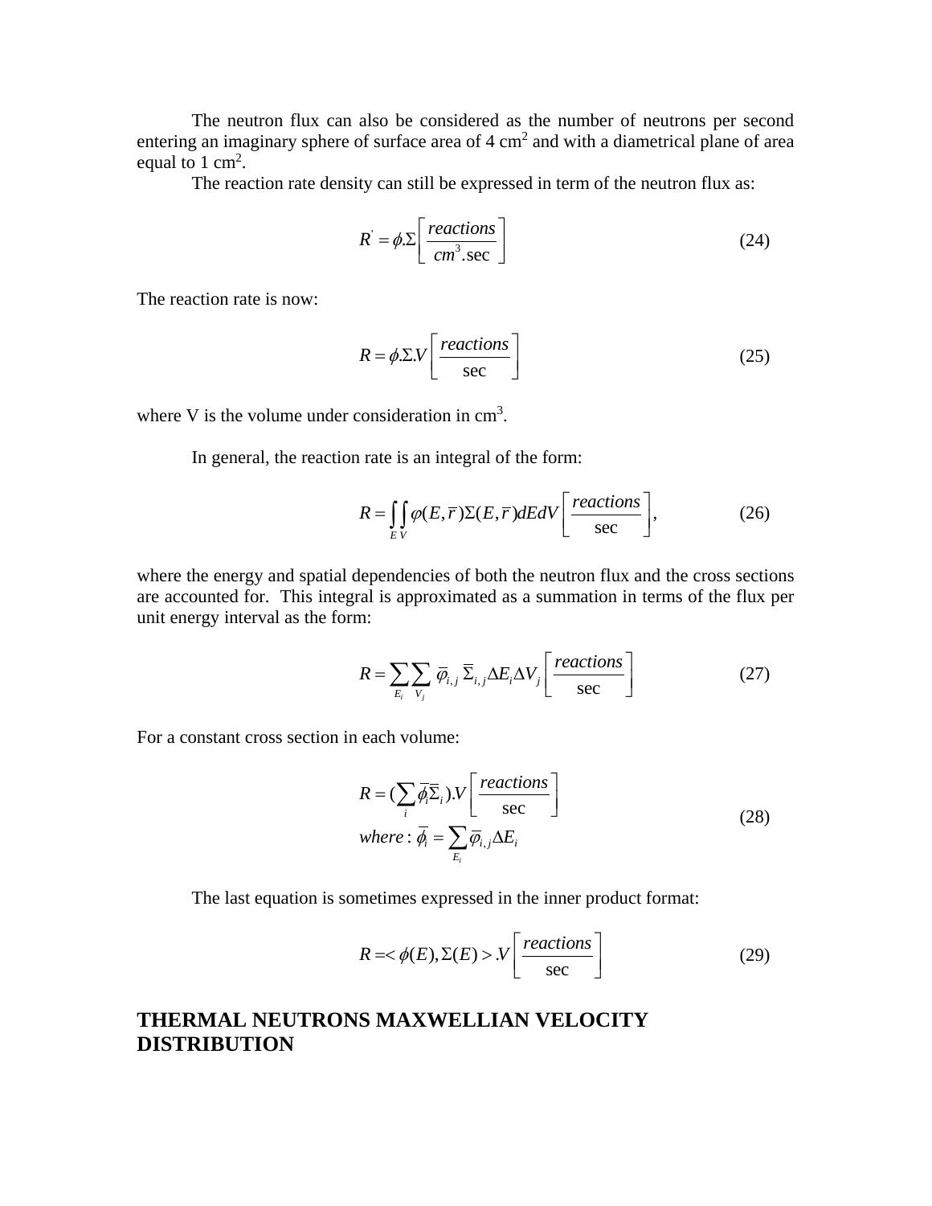The neutron flux can also be considered as the number of neutrons per second entering an imaginary sphere of surface area of 4 cm$^2$ and with a diametrical plane of area equal to 1 cm$^2$.

The reaction rate density can still be expressed in term of the neutron flux as:

$$R' = \phi.\Sigma \left[ \frac{reactions}{cm^3.\sec} \right] \tag{24}$$

The reaction rate is now:

$$R = \phi.\Sigma.V \left[ \frac{reactions}{\sec} \right] \tag{25}$$

where V is the volume under consideration in cm$^3$.

In general, the reaction rate is an integral of the form:

$$R = \int_E \int_V \varphi(E, \bar{r}) \Sigma(E, \bar{r}) dE dV \left[ \frac{reactions}{\sec} \right], \tag{26}$$

where the energy and spatial dependencies of both the neutron flux and the cross sections are accounted for. This integral is approximated as a summation in terms of the flux per unit energy interval as the form:

$$R = \sum_{E_i} \sum_{V_j} \bar{\varphi}_{i,j} \, \bar{\Sigma}_{i,j} \Delta E_i \Delta V_j \left[ \frac{reactions}{\sec} \right] \tag{27}$$

For a constant cross section in each volume:

$$\begin{aligned} R &= (\sum_i \bar{\phi}_i \bar{\Sigma}_i).V \left[ \frac{reactions}{\sec} \right] \\ where &: \bar{\phi}_i = \sum_{E_i} \bar{\varphi}_{i,j} \Delta E_i \end{aligned} \tag{28}$$

The last equation is sometimes expressed in the inner product format:

$$R = < \phi(E), \Sigma(E) > .V \left[ \frac{reactions}{\sec} \right] \tag{29}$$

## THERMAL NEUTRONS MAXWELLIAN VELOCITY DISTRIBUTION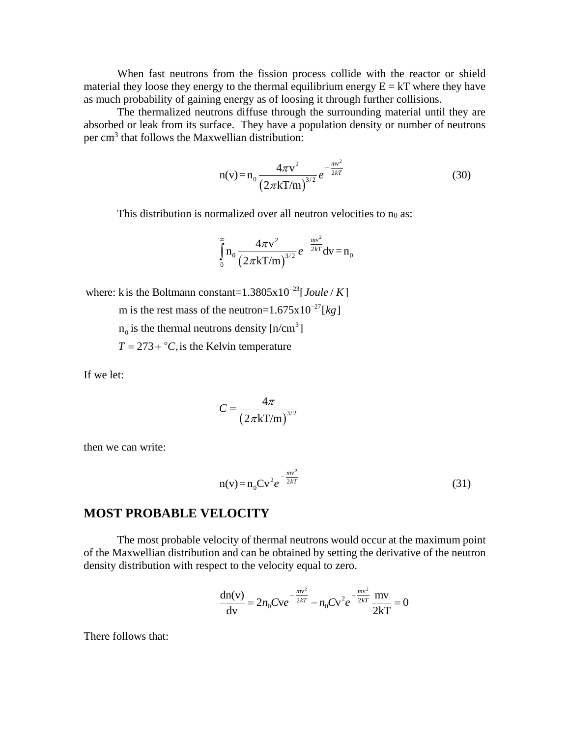When fast neutrons from the fission process collide with the reactor or shield material they loose they energy to the thermal equilibrium energy E = kT where they have as much probability of gaining energy as of loosing it through further collisions.

The thermalized neutrons diffuse through the surrounding material until they are absorbed or leak from its surface. They have a population density or number of neutrons per cm$^3$ that follows the Maxwellian distribution:

$$\mathrm{n(v)} = \mathrm{n}_0 \frac{4\pi \mathrm{v}^2}{\left(2\pi \mathrm{kT/m}\right)^{3/2}} e^{-\frac{m\mathrm{v}^2}{2kT}} \tag{30}$$

This distribution is normalized over all neutron velocities to $n_0$ as:

$$\int_0^\infty \mathrm{n}_0 \frac{4\pi \mathrm{v}^2}{\left(2\pi \mathrm{kT/m}\right)^{3/2}} e^{-\frac{m\mathrm{v}^2}{2kT}} \mathrm{dv} = \mathrm{n}_0$$

where: k is the Boltmann constant=$1.3805 \times 10^{-23} [Joule/K]$

m is the rest mass of the neutron=$1.675 \times 10^{-27} [kg]$

$n_0$ is the thermal neutrons density [n/cm$^3$]

$T = 273 + {}^oC$, is the Kelvin temperature

If we let:

$$C = \frac{4\pi}{\left(2\pi \mathrm{kT/m}\right)^{3/2}}$$

then we can write:

$$\mathrm{n(v)} = \mathrm{n}_0 \mathrm{C} \mathrm{v}^2 e^{-\frac{m\mathrm{v}^2}{2kT}} \tag{31}$$

## MOST PROBABLE VELOCITY

The most probable velocity of thermal neutrons would occur at the maximum point of the Maxwellian distribution and can be obtained by setting the derivative of the neutron density distribution with respect to the velocity equal to zero.

$$\frac{\mathrm{dn(v)}}{\mathrm{dv}} = 2n_0 C \mathrm{v} e^{-\frac{m\mathrm{v}^2}{2kT}} - n_0 C \mathrm{v}^2 e^{-\frac{m\mathrm{v}^2}{2kT}} \frac{\mathrm{mv}}{\mathrm{2kT}} = 0$$

There follows that: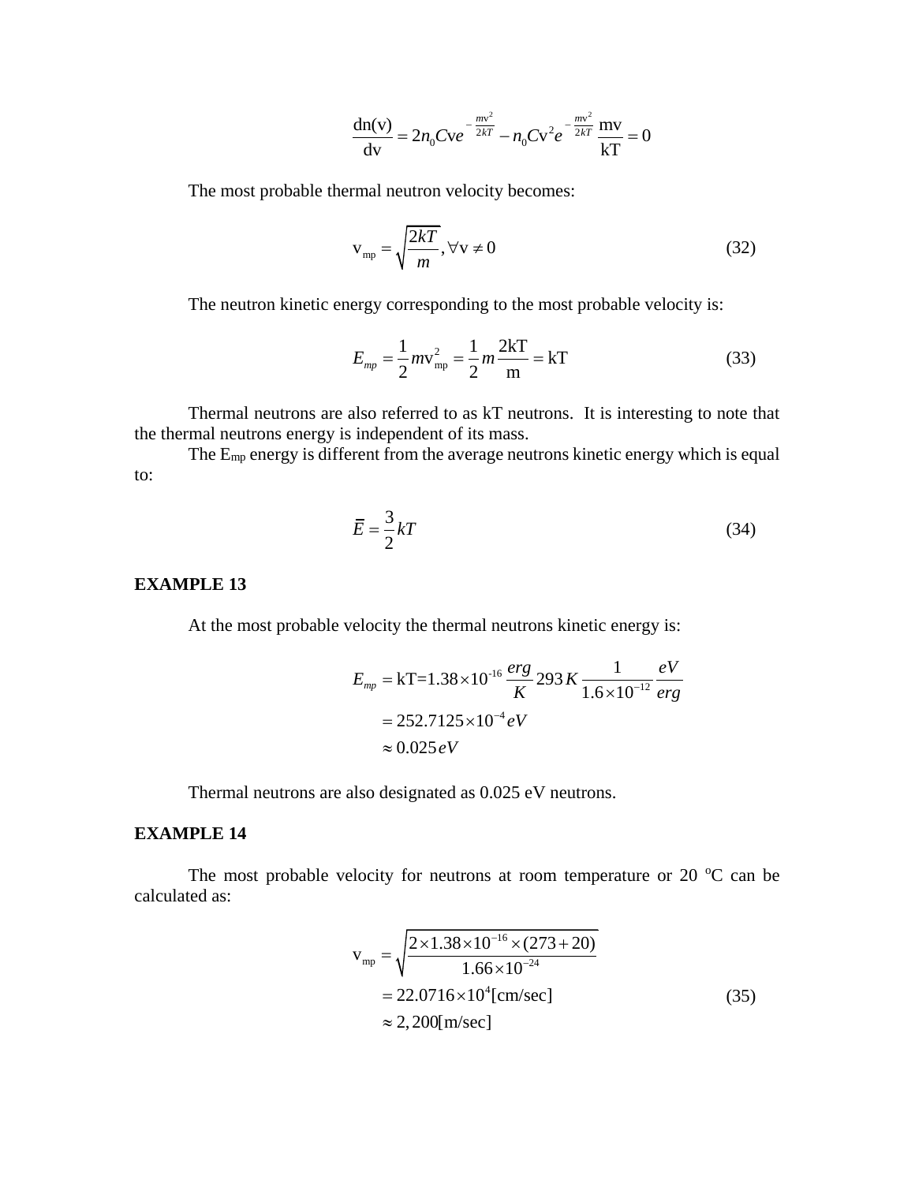$$\frac{\mathrm{dn(v)}}{\mathrm{dv}} = 2n_0 C\mathrm{v}e^{-\frac{m\mathrm{v}^2}{2kT}} - n_0 C\mathrm{v}^2 e^{-\frac{m\mathrm{v}^2}{2kT}} \frac{\mathrm{mv}}{\mathrm{kT}} = 0$$

The most probable thermal neutron velocity becomes:

$$\mathrm{v}_{\mathrm{mp}} = \sqrt{\frac{2kT}{m}}, \forall \mathrm{v} \neq 0 \tag{32}$$

The neutron kinetic energy corresponding to the most probable velocity is:

$$E_{mp} = \frac{1}{2} m\mathrm{v}_{\mathrm{mp}}^2 = \frac{1}{2} m \frac{2\mathrm{kT}}{\mathrm{m}} = \mathrm{kT} \tag{33}$$

Thermal neutrons are also referred to as kT neutrons. It is interesting to note that the thermal neutrons energy is independent of its mass.

The $E_{mp}$ energy is different from the average neutrons kinetic energy which is equal to:

$$\bar{E} = \frac{3}{2} kT \tag{34}$$

**EXAMPLE 13**

At the most probable velocity the thermal neutrons kinetic energy is:

$$\begin{aligned} E_{mp} &= \mathrm{kT} = 1.38 \times 10^{-16} \frac{erg}{K} 293\, K \frac{1}{1.6 \times 10^{-12}} \frac{eV}{erg} \\ &= 252.7125 \times 10^{-4} eV \\ &\approx 0.025 eV \end{aligned}$$

Thermal neutrons are also designated as 0.025 eV neutrons.

**EXAMPLE 14**

The most probable velocity for neutrons at room temperature or 20 $^{o}$C can be calculated as:

$$\begin{aligned} \mathrm{v}_{\mathrm{mp}} &= \sqrt{\frac{2 \times 1.38 \times 10^{-16} \times (273 + 20)}{1.66 \times 10^{-24}}} \\ &= 22.0716 \times 10^4 [\mathrm{cm/sec}] \\ &\approx 2,200 [\mathrm{m/sec}] \end{aligned} \tag{35}$$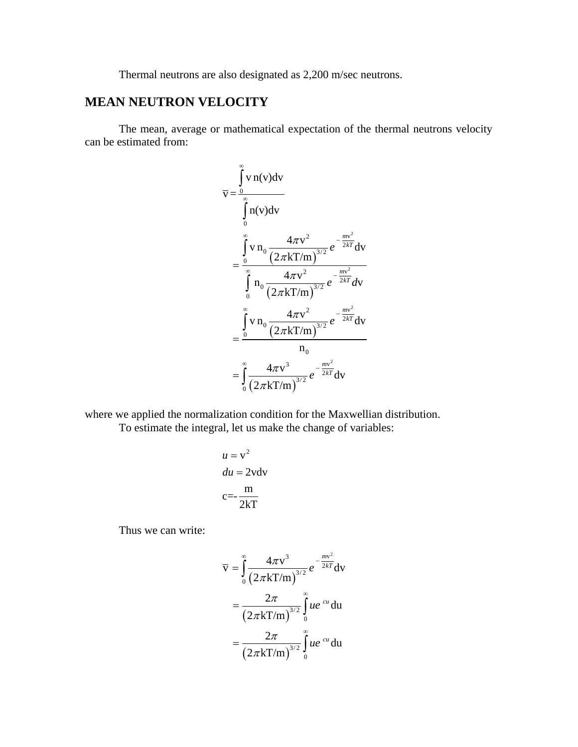Thermal neutrons are also designated as 2,200 m/sec neutrons.

## MEAN NEUTRON VELOCITY

The mean, average or mathematical expectation of the thermal neutrons velocity can be estimated from:

$$
\begin{aligned}
\overline{\mathrm{v}} &= \frac{\int_0^\infty \mathrm{v}\, \mathrm{n(v)dv}}{\int_0^\infty \mathrm{n(v)dv}} \\
&= \frac{\int_0^\infty \mathrm{v}\, \mathrm{n}_0 \frac{4\pi \mathrm{v}^2}{\left(2\pi \mathrm{kT/m}\right)^{3/2}} e^{-\frac{m\mathrm{v}^2}{2kT}} \mathrm{dv}}{\int_0^\infty \mathrm{n}_0 \frac{4\pi \mathrm{v}^2}{\left(2\pi \mathrm{kT/m}\right)^{3/2}} e^{-\frac{m\mathrm{v}^2}{2kT}} d\mathrm{v}} \\
&= \frac{\int_0^\infty \mathrm{v}\, \mathrm{n}_0 \frac{4\pi \mathrm{v}^2}{\left(2\pi \mathrm{kT/m}\right)^{3/2}} e^{-\frac{m\mathrm{v}^2}{2kT}} \mathrm{dv}}{\mathrm{n}_0} \\
&= \int_0^\infty \frac{4\pi \mathrm{v}^3}{\left(2\pi \mathrm{kT/m}\right)^{3/2}} e^{-\frac{m\mathrm{v}^2}{2kT}} \mathrm{dv}
\end{aligned}
$$

where we applied the normalization condition for the Maxwellian distribution.

To estimate the integral, let us make the change of variables:

$$
\begin{aligned}
u &= \mathrm{v}^2 \\
du &= 2\mathrm{vdv} \\
\mathrm{c} &= -\frac{\mathrm{m}}{2\mathrm{kT}}
\end{aligned}
$$

Thus we can write:

$$
\begin{aligned}
\overline{\mathrm{v}} &= \int_0^\infty \frac{4\pi \mathrm{v}^3}{\left(2\pi \mathrm{kT/m}\right)^{3/2}} e^{-\frac{m\mathrm{v}^2}{2kT}} \mathrm{dv} \\
&= \frac{2\pi}{\left(2\pi \mathrm{kT/m}\right)^{3/2}} \int_0^\infty u e^{cu} \mathrm{du} \\
&= \frac{2\pi}{\left(2\pi \mathrm{kT/m}\right)^{3/2}} \int_0^\infty u e^{cu} \mathrm{du}
\end{aligned}
$$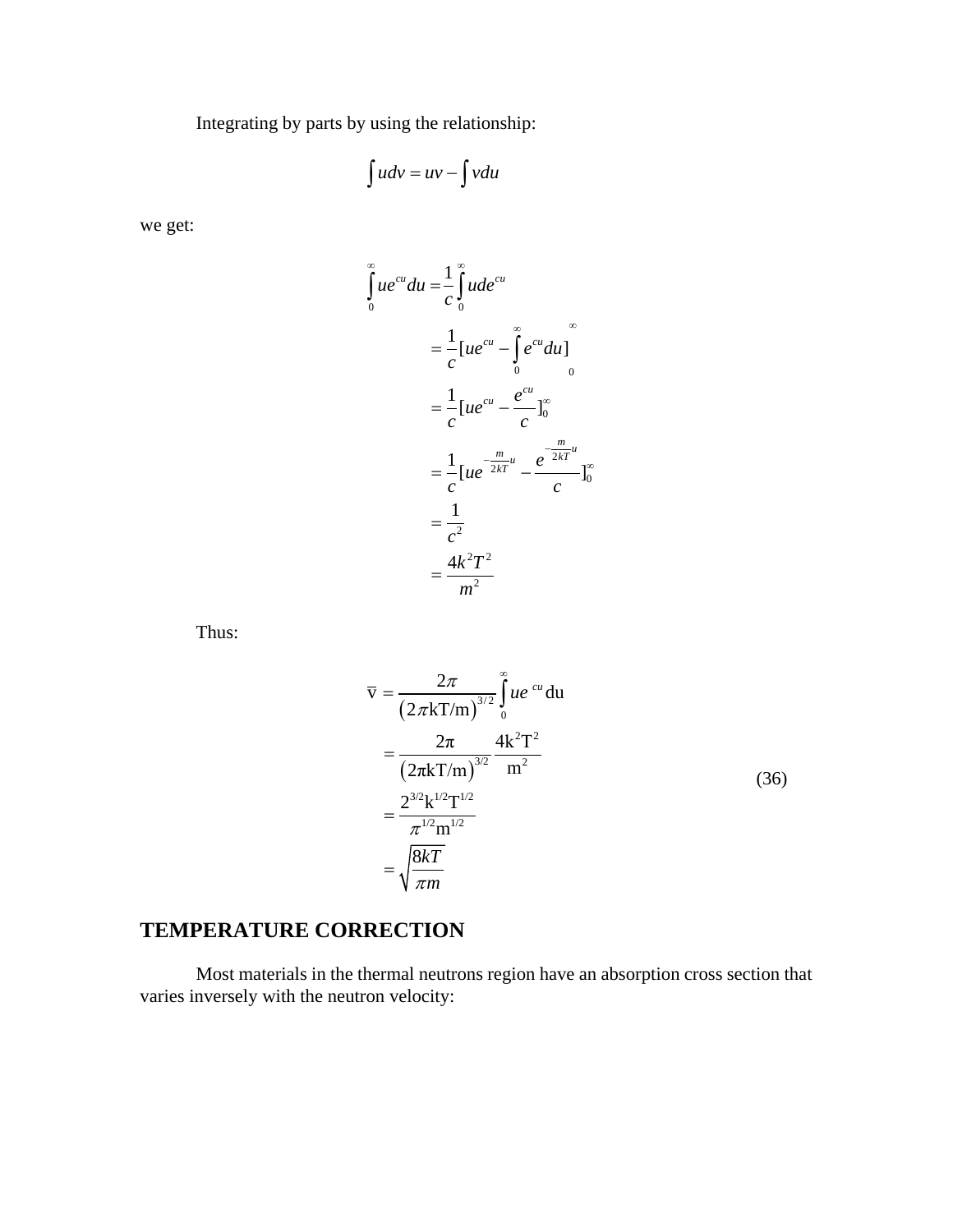Integrating by parts by using the relationship:

$$\int u dv = uv - \int v du$$

we get:

$$\begin{aligned}
\int_0^\infty u e^{cu} du &= \frac{1}{c}\int_0^\infty u de^{cu} \\
&= \frac{1}{c}[ue^{cu} - \int_0^\infty e^{cu} du]_0^\infty \\
&= \frac{1}{c}[ue^{cu} - \frac{e^{cu}}{c}]_0^\infty \\
&= \frac{1}{c}[ue^{-\frac{m}{2kT}u} - \frac{e^{-\frac{m}{2kT}u}}{c}]_0^\infty \\
&= \frac{1}{c^2} \\
&= \frac{4k^2T^2}{m^2}
\end{aligned}$$

Thus:

$$\begin{aligned}
\bar{v} &= \frac{2\pi}{\left(2\pi kT/m\right)^{3/2}}\int_0^\infty u e^{cu} du \\
&= \frac{2\pi}{\left(2\pi kT/m\right)^{3/2}}\frac{4k^2T^2}{m^2} \\
&= \frac{2^{3/2}k^{1/2}T^{1/2}}{\pi^{1/2}m^{1/2}} \\
&= \sqrt{\frac{8kT}{\pi m}}
\end{aligned} \tag{36}$$

## TEMPERATURE CORRECTION

Most materials in the thermal neutrons region have an absorption cross section that varies inversely with the neutron velocity: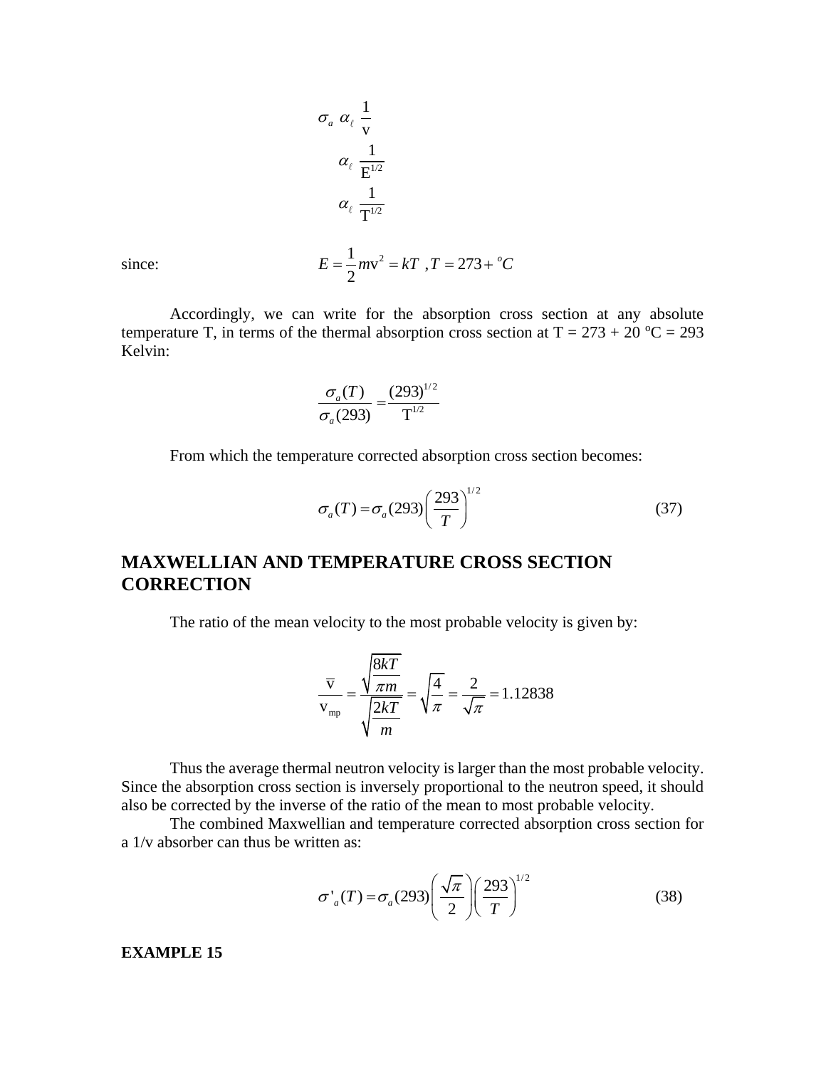$$\sigma_a \;\alpha_\ell\; \frac{1}{\text{v}}$$

$$\alpha_\ell\; \frac{1}{\text{E}^{1/2}}$$

$$\alpha_\ell\; \frac{1}{\text{T}^{1/2}}$$

since:

$$E = \frac{1}{2}m\text{v}^2 = kT \;\;, T = 273 + {}^oC$$

Accordingly, we can write for the absorption cross section at any absolute temperature T, in terms of the thermal absorption cross section at T = 273 + 20 $^o$C = 293 Kelvin:

$$\frac{\sigma_a(T)}{\sigma_a(293)} = \frac{(293)^{1/2}}{\text{T}^{1/2}}$$

From which the temperature corrected absorption cross section becomes:

$$\sigma_a(T) = \sigma_a(293)\left(\frac{293}{T}\right)^{1/2} \tag{37}$$

## MAXWELLIAN AND TEMPERATURE CROSS SECTION CORRECTION

The ratio of the mean velocity to the most probable velocity is given by:

$$\frac{\overline{\text{v}}}{\text{v}_{\text{mp}}} = \frac{\sqrt{\dfrac{8kT}{\pi m}}}{\sqrt{\dfrac{2kT}{m}}} = \sqrt{\frac{4}{\pi}} = \frac{2}{\sqrt{\pi}} = 1.12838$$

Thus the average thermal neutron velocity is larger than the most probable velocity. Since the absorption cross section is inversely proportional to the neutron speed, it should also be corrected by the inverse of the ratio of the mean to most probable velocity.

The combined Maxwellian and temperature corrected absorption cross section for a 1/v absorber can thus be written as:

$$\sigma'_a(T) = \sigma_a(293)\left(\frac{\sqrt{\pi}}{2}\right)\left(\frac{293}{T}\right)^{1/2} \tag{38}$$

**EXAMPLE 15**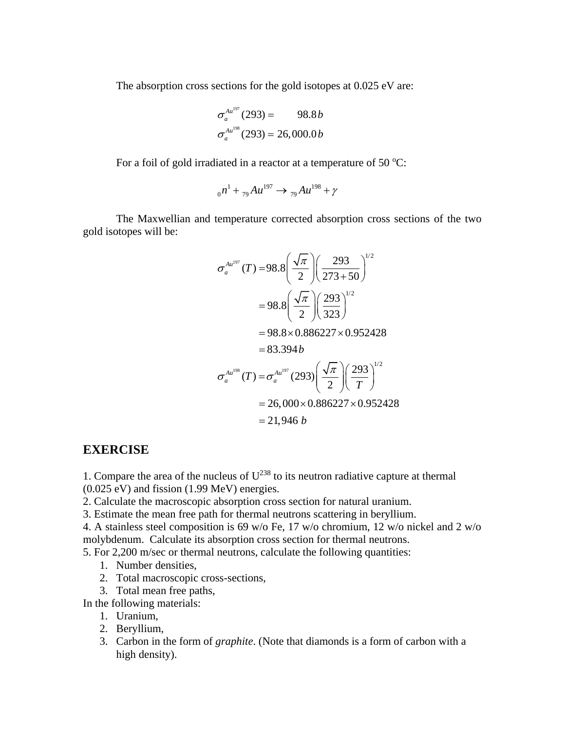The absorption cross sections for the gold isotopes at 0.025 eV are:

$$\sigma_a^{Au^{197}}(293) = \quad 98.8\,b$$
$$\sigma_a^{Au^{198}}(293) = 26,000.0\,b$$

For a foil of gold irradiated in a reactor at a temperature of 50 °C:

$${}_0n^1 + {}_{79}Au^{197} \rightarrow {}_{79}Au^{198} + \gamma$$

The Maxwellian and temperature corrected absorption cross sections of the two gold isotopes will be:

$$\begin{aligned}
\sigma_a^{Au^{197}}(T) &= 98.8\left(\frac{\sqrt{\pi}}{2}\right)\left(\frac{293}{273+50}\right)^{1/2} \\
&= 98.8\left(\frac{\sqrt{\pi}}{2}\right)\left(\frac{293}{323}\right)^{1/2} \\
&= 98.8 \times 0.886227 \times 0.952428 \\
&= 83.394\,b \\
\sigma_a^{Au^{198}}(T) &= \sigma_a^{Au^{197}}(293)\left(\frac{\sqrt{\pi}}{2}\right)\left(\frac{293}{T}\right)^{1/2} \\
&= 26,000 \times 0.886227 \times 0.952428 \\
&= 21,946\ b
\end{aligned}$$

## EXERCISE

1. Compare the area of the nucleus of $U^{238}$ to its neutron radiative capture at thermal (0.025 eV) and fission (1.99 MeV) energies.
2. Calculate the macroscopic absorption cross section for natural uranium.
3. Estimate the mean free path for thermal neutrons scattering in beryllium.
4. A stainless steel composition is 69 w/o Fe, 17 w/o chromium, 12 w/o nickel and 2 w/o molybdenum. Calculate its absorption cross section for thermal neutrons.
5. For 2,200 m/sec or thermal neutrons, calculate the following quantities:
   1. Number densities,
   2. Total macroscopic cross-sections,
   3. Total mean free paths,

In the following materials:

1. Uranium,
2. Beryllium,
3. Carbon in the form of *graphite*. (Note that diamonds is a form of carbon with a high density).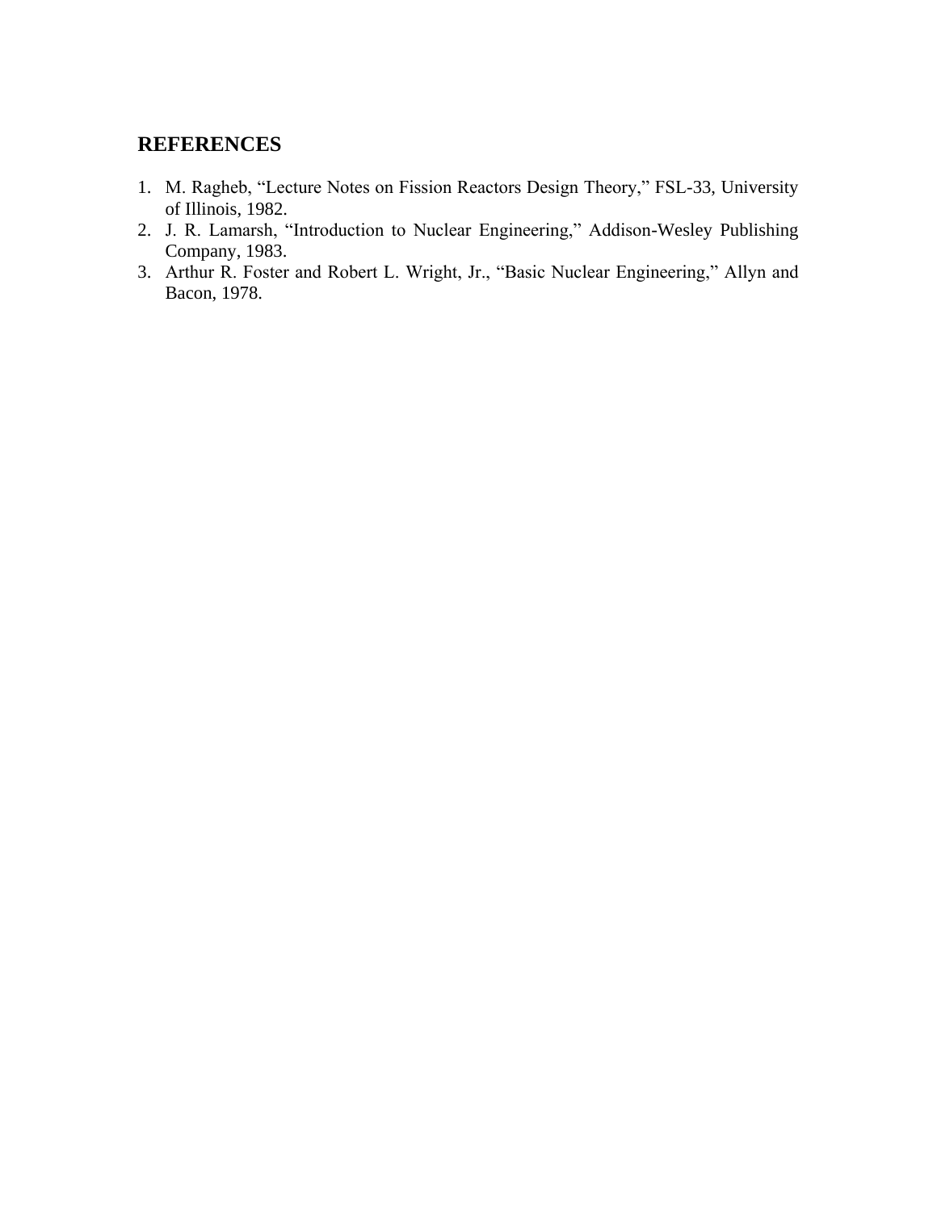## REFERENCES

1. M. Ragheb, “Lecture Notes on Fission Reactors Design Theory,” FSL-33, University of Illinois, 1982.
2. J. R. Lamarsh, “Introduction to Nuclear Engineering,” Addison-Wesley Publishing Company, 1983.
3. Arthur R. Foster and Robert L. Wright, Jr., “Basic Nuclear Engineering,” Allyn and Bacon, 1978.